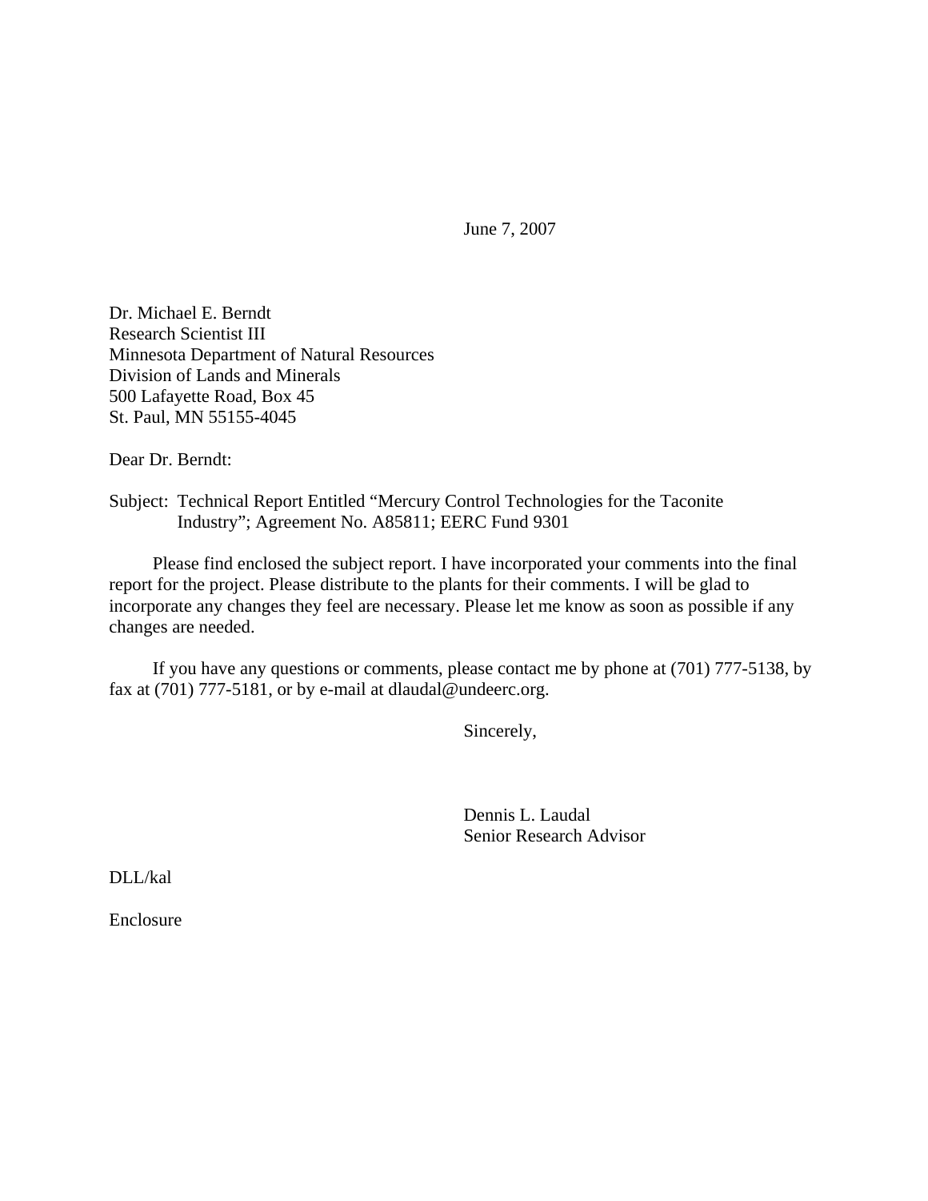June 7, 2007

Dr. Michael E. Berndt
Research Scientist III
Minnesota Department of Natural Resources
Division of Lands and Minerals
500 Lafayette Road, Box 45
St. Paul, MN 55155-4045

Dear Dr. Berndt:

Subject: Technical Report Entitled "Mercury Control Technologies for the Taconite Industry"; Agreement No. A85811; EERC Fund 9301

Please find enclosed the subject report. I have incorporated your comments into the final report for the project. Please distribute to the plants for their comments. I will be glad to incorporate any changes they feel are necessary. Please let me know as soon as possible if any changes are needed.

If you have any questions or comments, please contact me by phone at (701) 777-5138, by fax at (701) 777-5181, or by e-mail at dlaudal@undeerc.org.

Sincerely,

Dennis L. Laudal
Senior Research Advisor

DLL/kal

Enclosure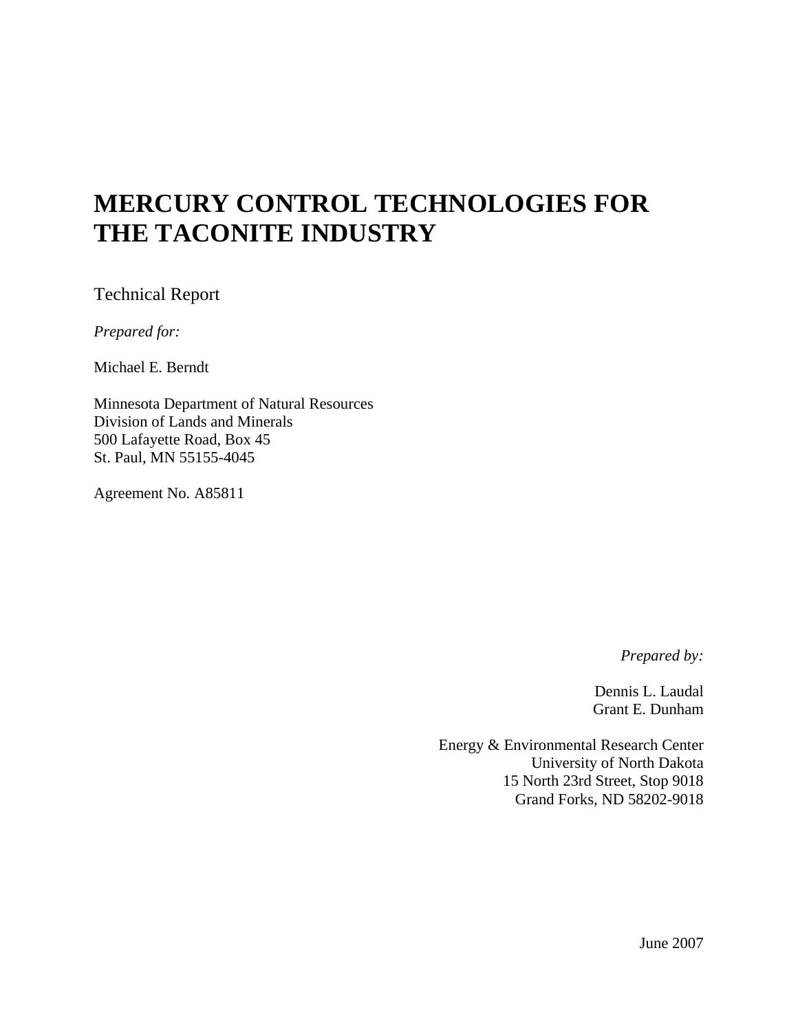# MERCURY CONTROL TECHNOLOGIES FOR THE TACONITE INDUSTRY

Technical Report

*Prepared for:*

Michael E. Berndt

Minnesota Department of Natural Resources
Division of Lands and Minerals
500 Lafayette Road, Box 45
St. Paul, MN 55155-4045

Agreement No. A85811

*Prepared by:*

Dennis L. Laudal
Grant E. Dunham

Energy & Environmental Research Center
University of North Dakota
15 North 23rd Street, Stop 9018
Grand Forks, ND 58202-9018

June 2007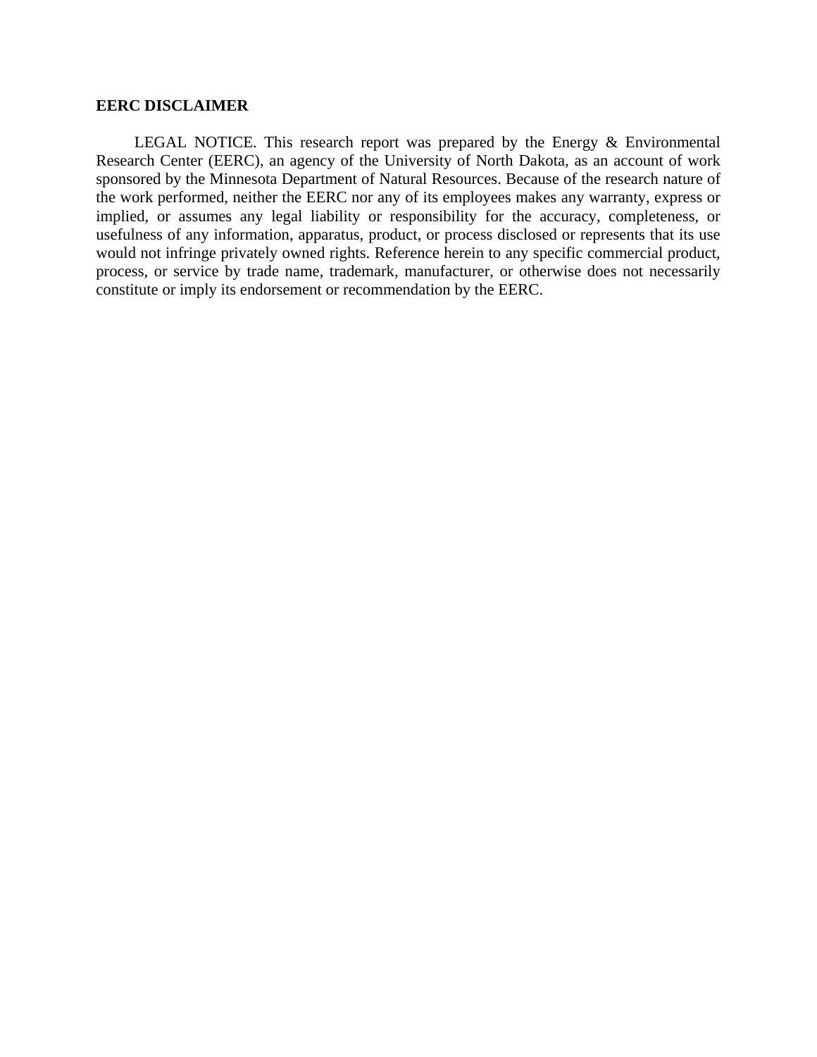**EERC DISCLAIMER**

LEGAL NOTICE. This research report was prepared by the Energy & Environmental Research Center (EERC), an agency of the University of North Dakota, as an account of work sponsored by the Minnesota Department of Natural Resources. Because of the research nature of the work performed, neither the EERC nor any of its employees makes any warranty, express or implied, or assumes any legal liability or responsibility for the accuracy, completeness, or usefulness of any information, apparatus, product, or process disclosed or represents that its use would not infringe privately owned rights. Reference herein to any specific commercial product, process, or service by trade name, trademark, manufacturer, or otherwise does not necessarily constitute or imply its endorsement or recommendation by the EERC.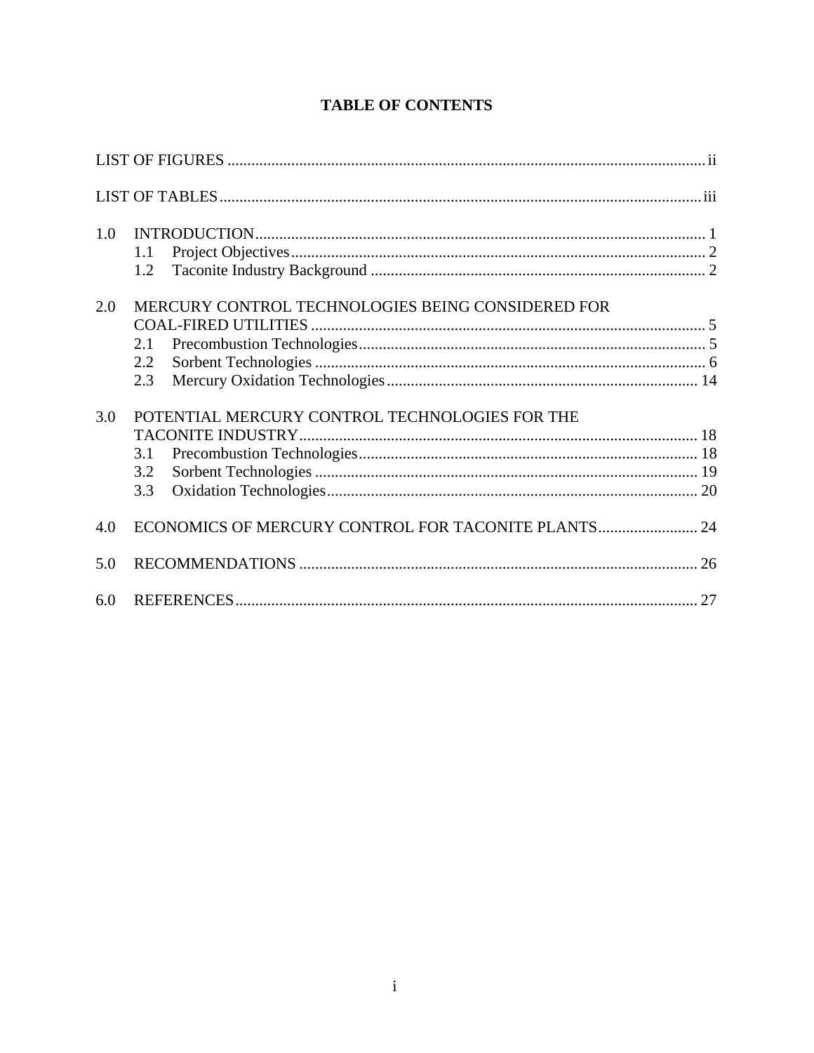# TABLE OF CONTENTS

LIST OF FIGURES ..... ii

LIST OF TABLES ..... iii

1.0 INTRODUCTION ..... 1
- 1.1 Project Objectives ..... 2
- 1.2 Taconite Industry Background ..... 2

2.0 MERCURY CONTROL TECHNOLOGIES BEING CONSIDERED FOR COAL-FIRED UTILITIES ..... 5
- 2.1 Precombustion Technologies ..... 5
- 2.2 Sorbent Technologies ..... 6
- 2.3 Mercury Oxidation Technologies ..... 14

3.0 POTENTIAL MERCURY CONTROL TECHNOLOGIES FOR THE TACONITE INDUSTRY ..... 18
- 3.1 Precombustion Technologies ..... 18
- 3.2 Sorbent Technologies ..... 19
- 3.3 Oxidation Technologies ..... 20

4.0 ECONOMICS OF MERCURY CONTROL FOR TACONITE PLANTS ..... 24

5.0 RECOMMENDATIONS ..... 26

6.0 REFERENCES ..... 27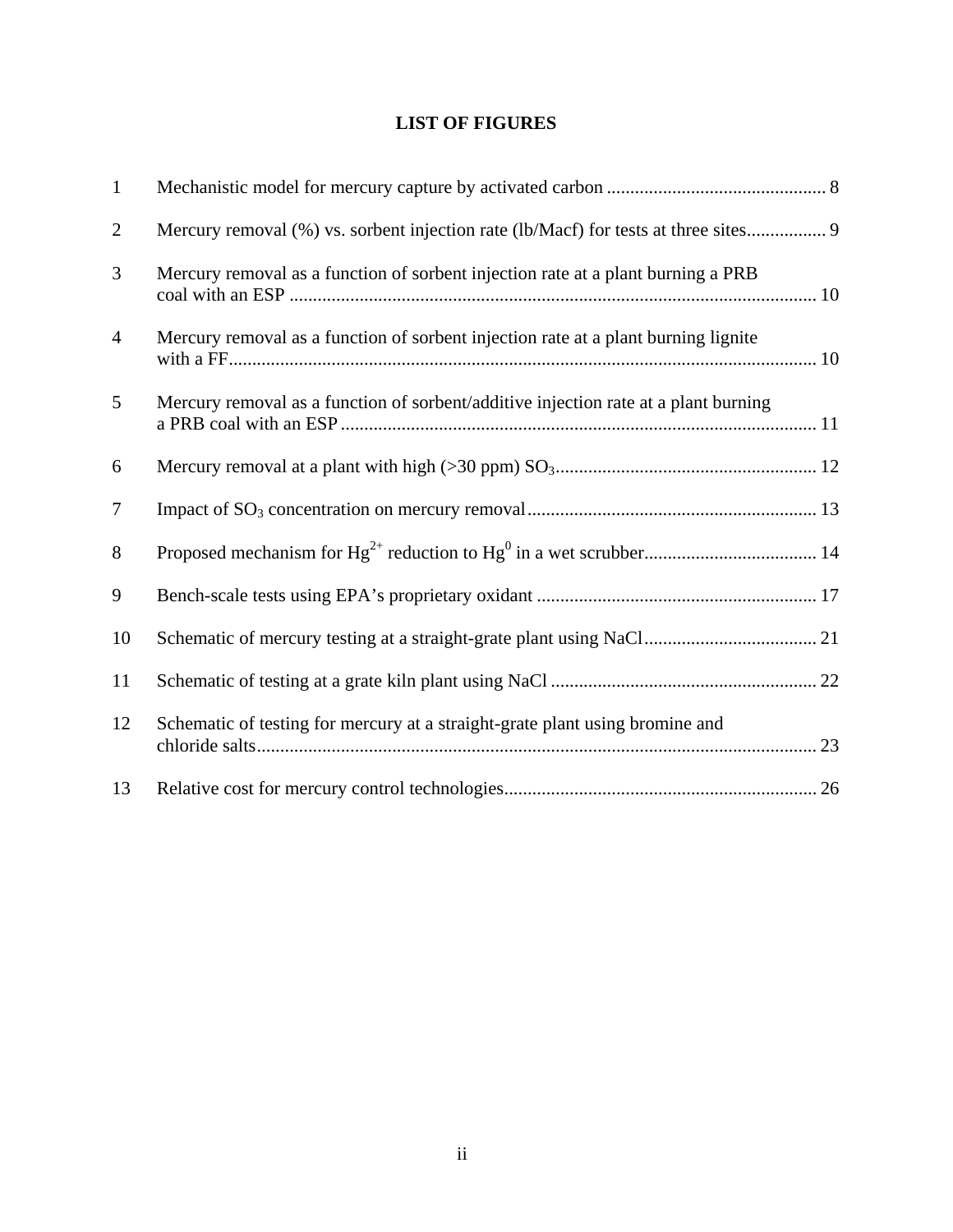# LIST OF FIGURES

| | | |
|---|---|---|
| 1 | Mechanistic model for mercury capture by activated carbon | 8 |
| 2 | Mercury removal (%) vs. sorbent injection rate (lb/Macf) for tests at three sites | 9 |
| 3 | Mercury removal as a function of sorbent injection rate at a plant burning a PRB coal with an ESP | 10 |
| 4 | Mercury removal as a function of sorbent injection rate at a plant burning lignite with a FF | 10 |
| 5 | Mercury removal as a function of sorbent/additive injection rate at a plant burning a PRB coal with an ESP | 11 |
| 6 | Mercury removal at a plant with high (>30 ppm) $SO_3$ | 12 |
| 7 | Impact of $SO_3$ concentration on mercury removal | 13 |
| 8 | Proposed mechanism for $Hg^{2+}$ reduction to $Hg^0$ in a wet scrubber | 14 |
| 9 | Bench-scale tests using EPA's proprietary oxidant | 17 |
| 10 | Schematic of mercury testing at a straight-grate plant using NaCl | 21 |
| 11 | Schematic of testing at a grate kiln plant using NaCl | 22 |
| 12 | Schematic of testing for mercury at a straight-grate plant using bromine and chloride salts | 23 |
| 13 | Relative cost for mercury control technologies | 26 |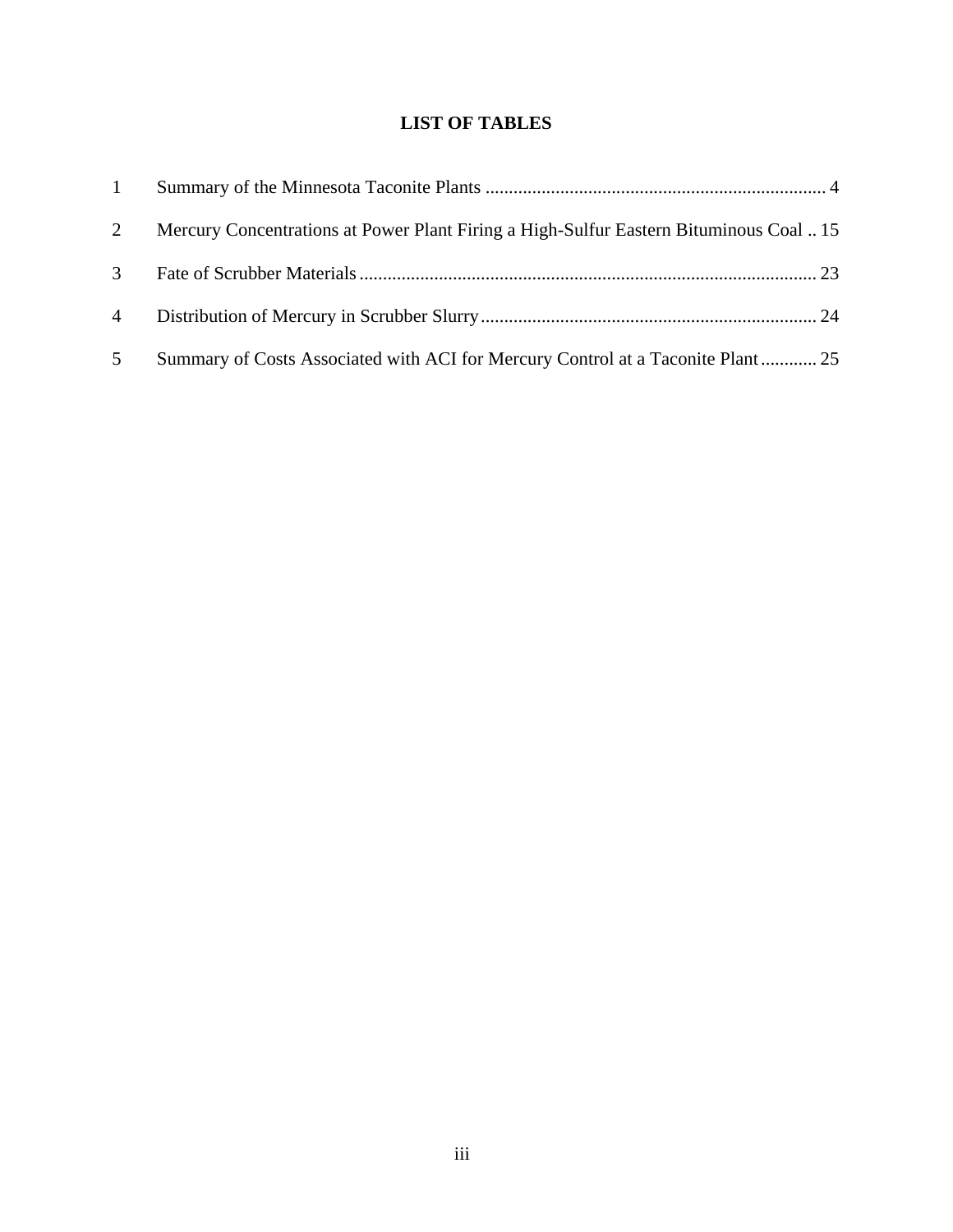# LIST OF TABLES

| | | |
|---|---|---|
| 1 | Summary of the Minnesota Taconite Plants | 4 |
| 2 | Mercury Concentrations at Power Plant Firing a High-Sulfur Eastern Bituminous Coal | 15 |
| 3 | Fate of Scrubber Materials | 23 |
| 4 | Distribution of Mercury in Scrubber Slurry | 24 |
| 5 | Summary of Costs Associated with ACI for Mercury Control at a Taconite Plant | 25 |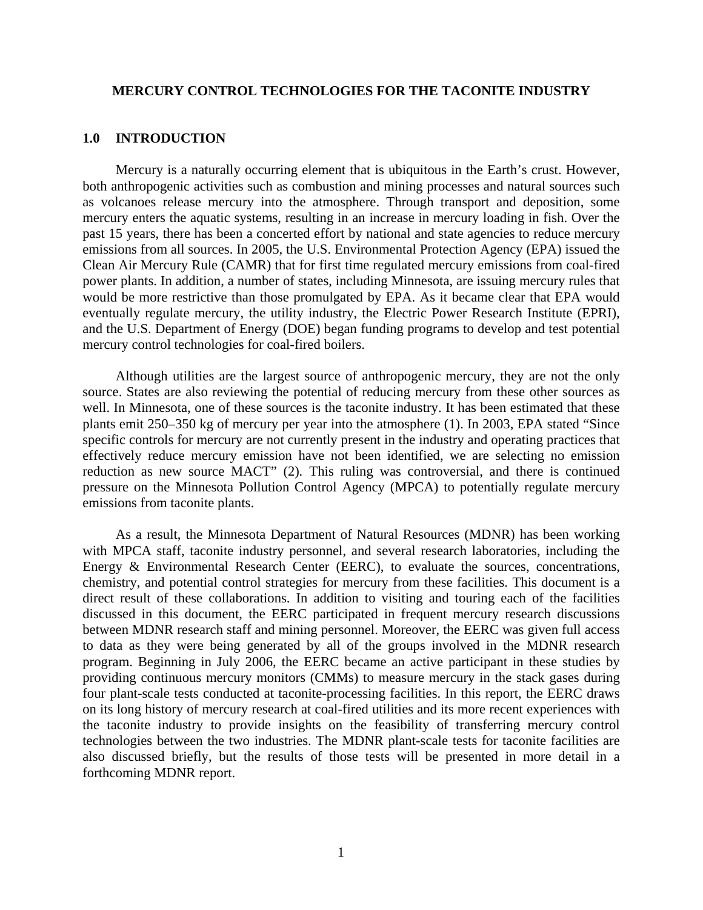# MERCURY CONTROL TECHNOLOGIES FOR THE TACONITE INDUSTRY

## 1.0 INTRODUCTION

Mercury is a naturally occurring element that is ubiquitous in the Earth's crust. However, both anthropogenic activities such as combustion and mining processes and natural sources such as volcanoes release mercury into the atmosphere. Through transport and deposition, some mercury enters the aquatic systems, resulting in an increase in mercury loading in fish. Over the past 15 years, there has been a concerted effort by national and state agencies to reduce mercury emissions from all sources. In 2005, the U.S. Environmental Protection Agency (EPA) issued the Clean Air Mercury Rule (CAMR) that for first time regulated mercury emissions from coal-fired power plants. In addition, a number of states, including Minnesota, are issuing mercury rules that would be more restrictive than those promulgated by EPA. As it became clear that EPA would eventually regulate mercury, the utility industry, the Electric Power Research Institute (EPRI), and the U.S. Department of Energy (DOE) began funding programs to develop and test potential mercury control technologies for coal-fired boilers.

Although utilities are the largest source of anthropogenic mercury, they are not the only source. States are also reviewing the potential of reducing mercury from these other sources as well. In Minnesota, one of these sources is the taconite industry. It has been estimated that these plants emit 250–350 kg of mercury per year into the atmosphere (1). In 2003, EPA stated "Since specific controls for mercury are not currently present in the industry and operating practices that effectively reduce mercury emission have not been identified, we are selecting no emission reduction as new source MACT" (2). This ruling was controversial, and there is continued pressure on the Minnesota Pollution Control Agency (MPCA) to potentially regulate mercury emissions from taconite plants.

As a result, the Minnesota Department of Natural Resources (MDNR) has been working with MPCA staff, taconite industry personnel, and several research laboratories, including the Energy & Environmental Research Center (EERC), to evaluate the sources, concentrations, chemistry, and potential control strategies for mercury from these facilities. This document is a direct result of these collaborations. In addition to visiting and touring each of the facilities discussed in this document, the EERC participated in frequent mercury research discussions between MDNR research staff and mining personnel. Moreover, the EERC was given full access to data as they were being generated by all of the groups involved in the MDNR research program. Beginning in July 2006, the EERC became an active participant in these studies by providing continuous mercury monitors (CMMs) to measure mercury in the stack gases during four plant-scale tests conducted at taconite-processing facilities. In this report, the EERC draws on its long history of mercury research at coal-fired utilities and its more recent experiences with the taconite industry to provide insights on the feasibility of transferring mercury control technologies between the two industries. The MDNR plant-scale tests for taconite facilities are also discussed briefly, but the results of those tests will be presented in more detail in a forthcoming MDNR report.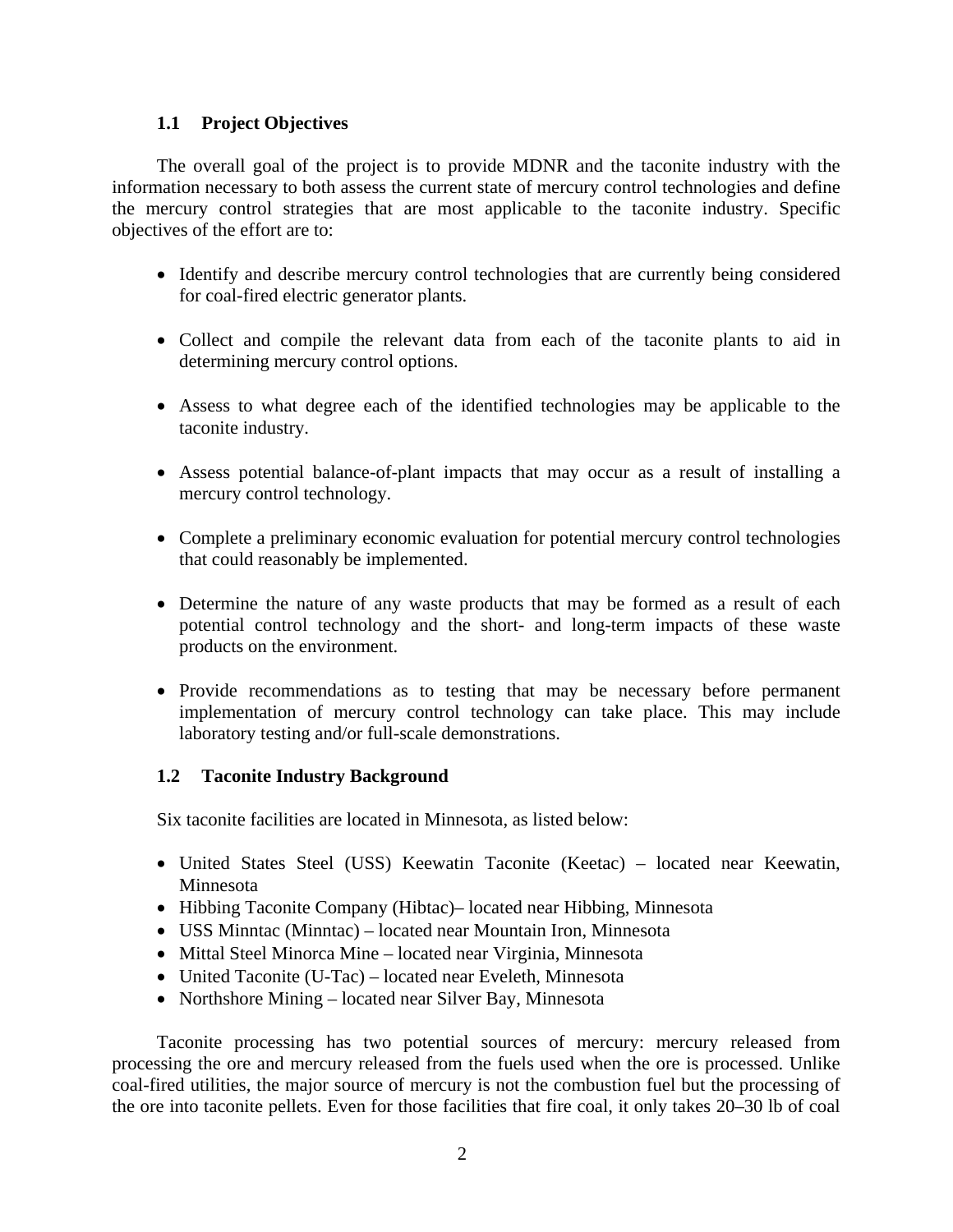### 1.1 Project Objectives

The overall goal of the project is to provide MDNR and the taconite industry with the information necessary to both assess the current state of mercury control technologies and define the mercury control strategies that are most applicable to the taconite industry. Specific objectives of the effort are to:

- Identify and describe mercury control technologies that are currently being considered for coal-fired electric generator plants.
- Collect and compile the relevant data from each of the taconite plants to aid in determining mercury control options.
- Assess to what degree each of the identified technologies may be applicable to the taconite industry.
- Assess potential balance-of-plant impacts that may occur as a result of installing a mercury control technology.
- Complete a preliminary economic evaluation for potential mercury control technologies that could reasonably be implemented.
- Determine the nature of any waste products that may be formed as a result of each potential control technology and the short- and long-term impacts of these waste products on the environment.
- Provide recommendations as to testing that may be necessary before permanent implementation of mercury control technology can take place. This may include laboratory testing and/or full-scale demonstrations.

### 1.2 Taconite Industry Background

Six taconite facilities are located in Minnesota, as listed below:

- United States Steel (USS) Keewatin Taconite (Keetac) – located near Keewatin, Minnesota
- Hibbing Taconite Company (Hibtac)– located near Hibbing, Minnesota
- USS Minntac (Minntac) – located near Mountain Iron, Minnesota
- Mittal Steel Minorca Mine – located near Virginia, Minnesota
- United Taconite (U-Tac) – located near Eveleth, Minnesota
- Northshore Mining – located near Silver Bay, Minnesota

Taconite processing has two potential sources of mercury: mercury released from processing the ore and mercury released from the fuels used when the ore is processed. Unlike coal-fired utilities, the major source of mercury is not the combustion fuel but the processing of the ore into taconite pellets. Even for those facilities that fire coal, it only takes 20–30 lb of coal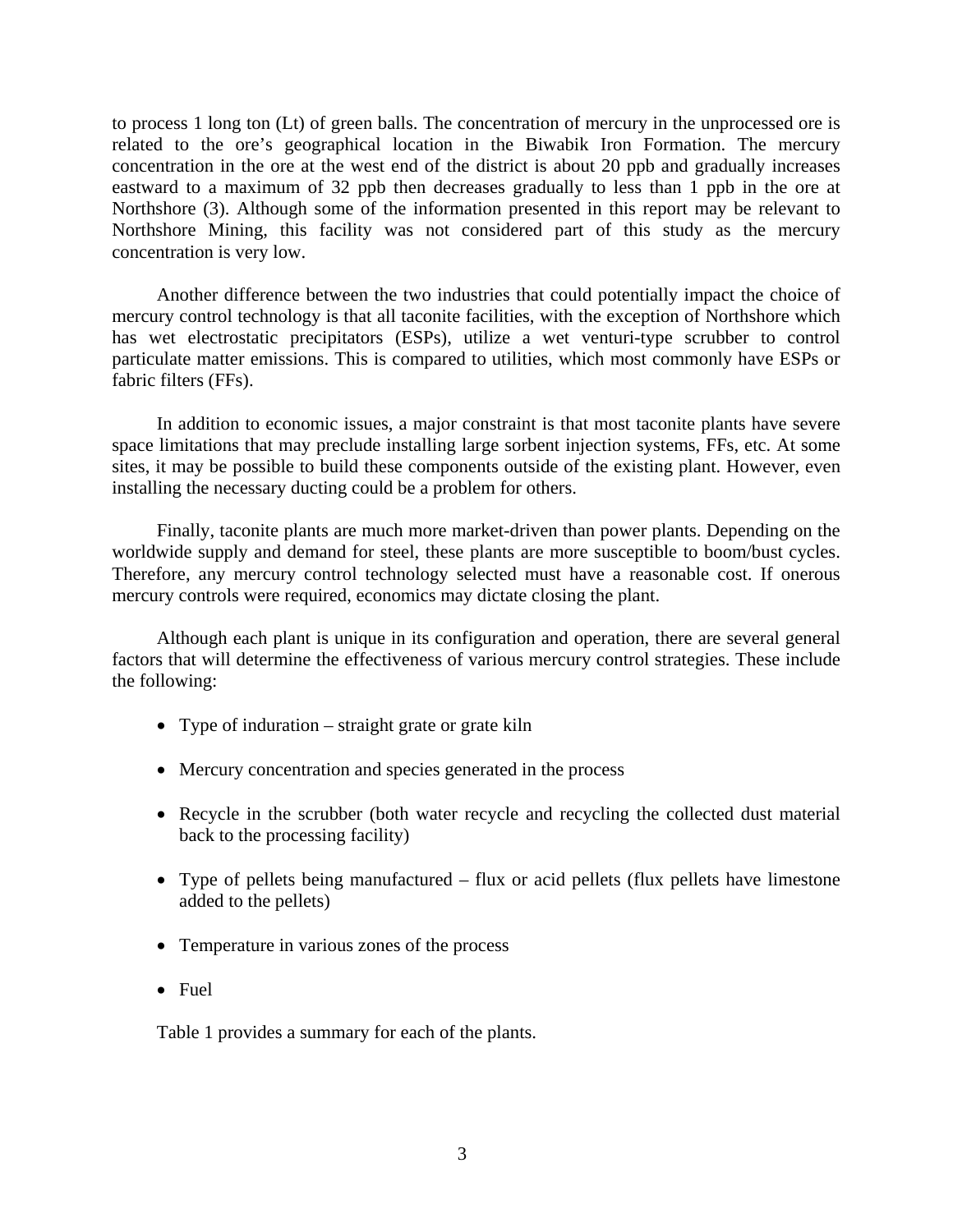to process 1 long ton (Lt) of green balls. The concentration of mercury in the unprocessed ore is related to the ore's geographical location in the Biwabik Iron Formation. The mercury concentration in the ore at the west end of the district is about 20 ppb and gradually increases eastward to a maximum of 32 ppb then decreases gradually to less than 1 ppb in the ore at Northshore (3). Although some of the information presented in this report may be relevant to Northshore Mining, this facility was not considered part of this study as the mercury concentration is very low.

Another difference between the two industries that could potentially impact the choice of mercury control technology is that all taconite facilities, with the exception of Northshore which has wet electrostatic precipitators (ESPs), utilize a wet venturi-type scrubber to control particulate matter emissions. This is compared to utilities, which most commonly have ESPs or fabric filters (FFs).

In addition to economic issues, a major constraint is that most taconite plants have severe space limitations that may preclude installing large sorbent injection systems, FFs, etc. At some sites, it may be possible to build these components outside of the existing plant. However, even installing the necessary ducting could be a problem for others.

Finally, taconite plants are much more market-driven than power plants. Depending on the worldwide supply and demand for steel, these plants are more susceptible to boom/bust cycles. Therefore, any mercury control technology selected must have a reasonable cost. If onerous mercury controls were required, economics may dictate closing the plant.

Although each plant is unique in its configuration and operation, there are several general factors that will determine the effectiveness of various mercury control strategies. These include the following:

- Type of induration – straight grate or grate kiln
- Mercury concentration and species generated in the process
- Recycle in the scrubber (both water recycle and recycling the collected dust material back to the processing facility)
- Type of pellets being manufactured – flux or acid pellets (flux pellets have limestone added to the pellets)
- Temperature in various zones of the process
- Fuel

Table 1 provides a summary for each of the plants.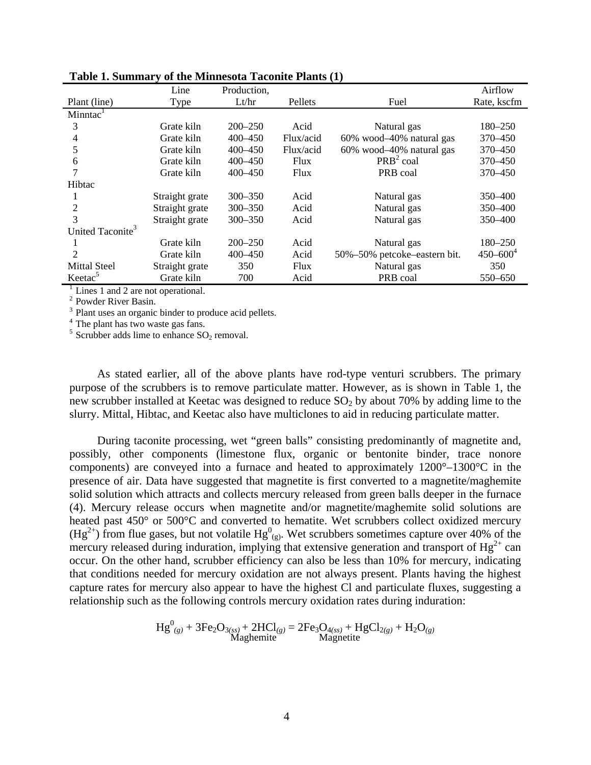**Table 1. Summary of the Minnesota Taconite Plants (1)**

| Plant (line) | Line Type | Production, Lt/hr | Pellets | Fuel | Airflow Rate, kscfm |
|---|---|---|---|---|---|
| Minntac[1] | | | | | |
| 3 | Grate kiln | 200–250 | Acid | Natural gas | 180–250 |
| 4 | Grate kiln | 400–450 | Flux/acid | 60% wood–40% natural gas | 370–450 |
| 5 | Grate kiln | 400–450 | Flux/acid | 60% wood–40% natural gas | 370–450 |
| 6 | Grate kiln | 400–450 | Flux | PRB[2] coal | 370–450 |
| 7 | Grate kiln | 400–450 | Flux | PRB coal | 370–450 |
| Hibtac | | | | | |
| 1 | Straight grate | 300–350 | Acid | Natural gas | 350–400 |
| 2 | Straight grate | 300–350 | Acid | Natural gas | 350–400 |
| 3 | Straight grate | 300–350 | Acid | Natural gas | 350–400 |
| United Taconite[3] | | | | | |
| 1 | Grate kiln | 200–250 | Acid | Natural gas | 180–250 |
| 2 | Grate kiln | 400–450 | Acid | 50%–50% petcoke–eastern bit. | 450–600[4] |
| Mittal Steel | Straight grate | 350 | Flux | Natural gas | 350 |
| Keetac[5] | Grate kiln | 700 | Acid | PRB coal | 550–650 |

[1] Lines 1 and 2 are not operational.
[2] Powder River Basin.
[3] Plant uses an organic binder to produce acid pellets.
[4] The plant has two waste gas fans.
[5] Scrubber adds lime to enhance $SO_2$ removal.

As stated earlier, all of the above plants have rod-type venturi scrubbers. The primary purpose of the scrubbers is to remove particulate matter. However, as is shown in Table 1, the new scrubber installed at Keetac was designed to reduce $SO_2$ by about 70% by adding lime to the slurry. Mittal, Hibtac, and Keetac also have multiclones to aid in reducing particulate matter.

During taconite processing, wet "green balls" consisting predominantly of magnetite and, possibly, other components (limestone flux, organic or bentonite binder, trace nonore components) are conveyed into a furnace and heated to approximately 1200°–1300°C in the presence of air. Data have suggested that magnetite is first converted to a magnetite/maghemite solid solution which attracts and collects mercury released from green balls deeper in the furnace (4). Mercury release occurs when magnetite and/or magnetite/maghemite solid solutions are heated past 450° or 500°C and converted to hematite. Wet scrubbers collect oxidized mercury ($Hg^{2+}$) from flue gases, but not volatile $Hg^0_{(g)}$. Wet scrubbers sometimes capture over 40% of the mercury released during induration, implying that extensive generation and transport of $Hg^{2+}$ can occur. On the other hand, scrubber efficiency can also be less than 10% for mercury, indicating that conditions needed for mercury oxidation are not always present. Plants having the highest capture rates for mercury also appear to have the highest Cl and particulate fluxes, suggesting a relationship such as the following controls mercury oxidation rates during induration:

$$Hg^0_{(g)} + \underset{\text{Maghemite}}{3Fe_2O_{3(ss)}} + 2HCl_{(g)} = \underset{\text{Magnetite}}{2Fe_3O_{4(ss)}} + HgCl_{2(g)} + H_2O_{(g)}$$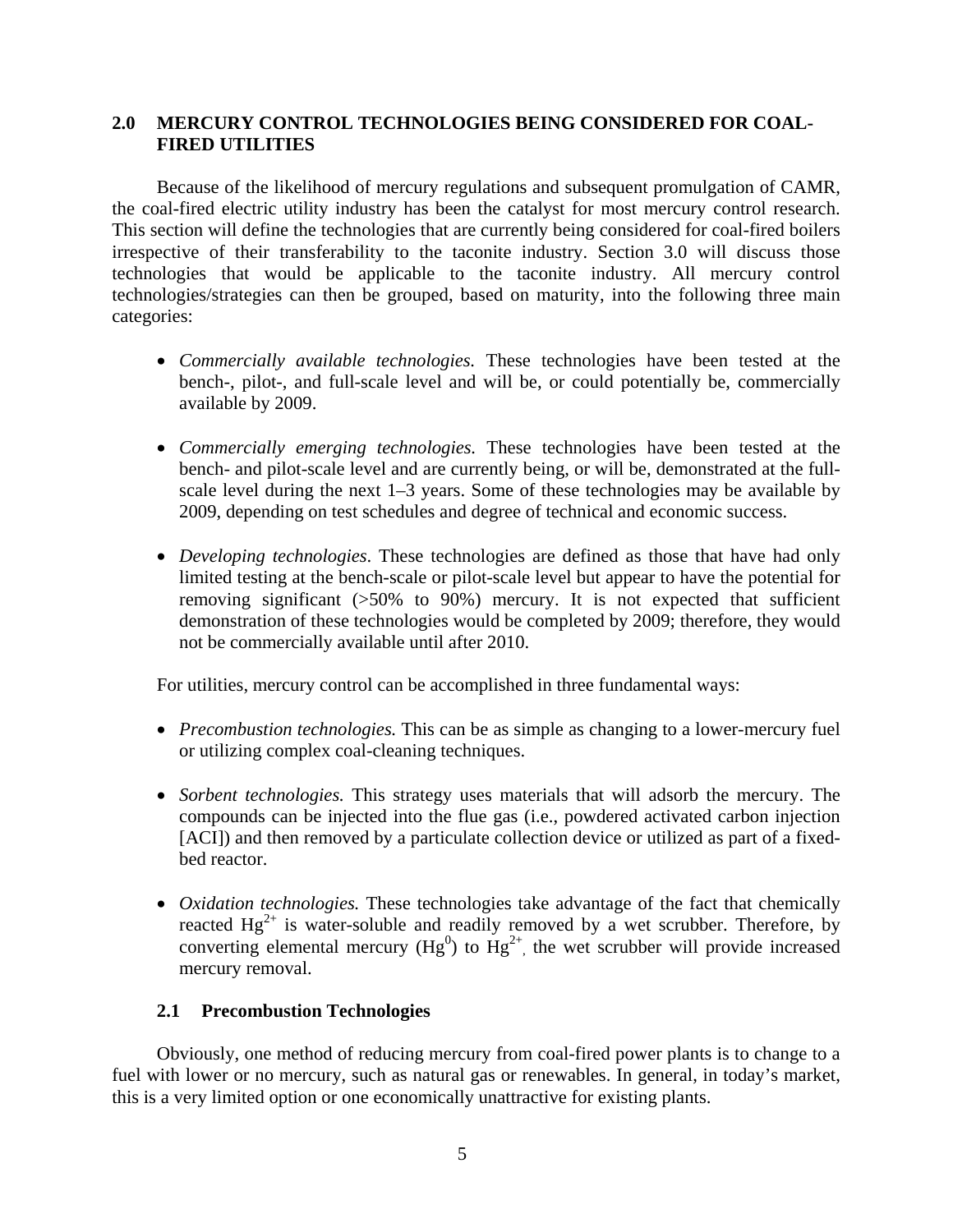## 2.0 MERCURY CONTROL TECHNOLOGIES BEING CONSIDERED FOR COAL-FIRED UTILITIES

Because of the likelihood of mercury regulations and subsequent promulgation of CAMR, the coal-fired electric utility industry has been the catalyst for most mercury control research. This section will define the technologies that are currently being considered for coal-fired boilers irrespective of their transferability to the taconite industry. Section 3.0 will discuss those technologies that would be applicable to the taconite industry. All mercury control technologies/strategies can then be grouped, based on maturity, into the following three main categories:

- *Commercially available technologies.* These technologies have been tested at the bench-, pilot-, and full-scale level and will be, or could potentially be, commercially available by 2009.
- *Commercially emerging technologies.* These technologies have been tested at the bench- and pilot-scale level and are currently being, or will be, demonstrated at the full-scale level during the next 1–3 years. Some of these technologies may be available by 2009, depending on test schedules and degree of technical and economic success.
- *Developing technologies*. These technologies are defined as those that have had only limited testing at the bench-scale or pilot-scale level but appear to have the potential for removing significant (>50% to 90%) mercury. It is not expected that sufficient demonstration of these technologies would be completed by 2009; therefore, they would not be commercially available until after 2010.

For utilities, mercury control can be accomplished in three fundamental ways:

- *Precombustion technologies.* This can be as simple as changing to a lower-mercury fuel or utilizing complex coal-cleaning techniques.
- *Sorbent technologies.* This strategy uses materials that will adsorb the mercury. The compounds can be injected into the flue gas (i.e., powdered activated carbon injection [ACI]) and then removed by a particulate collection device or utilized as part of a fixed-bed reactor.
- *Oxidation technologies.* These technologies take advantage of the fact that chemically reacted $Hg^{2+}$ is water-soluble and readily removed by a wet scrubber. Therefore, by converting elemental mercury ($Hg^0$) to $Hg^{2+}$, the wet scrubber will provide increased mercury removal.

### 2.1 Precombustion Technologies

Obviously, one method of reducing mercury from coal-fired power plants is to change to a fuel with lower or no mercury, such as natural gas or renewables. In general, in today's market, this is a very limited option or one economically unattractive for existing plants.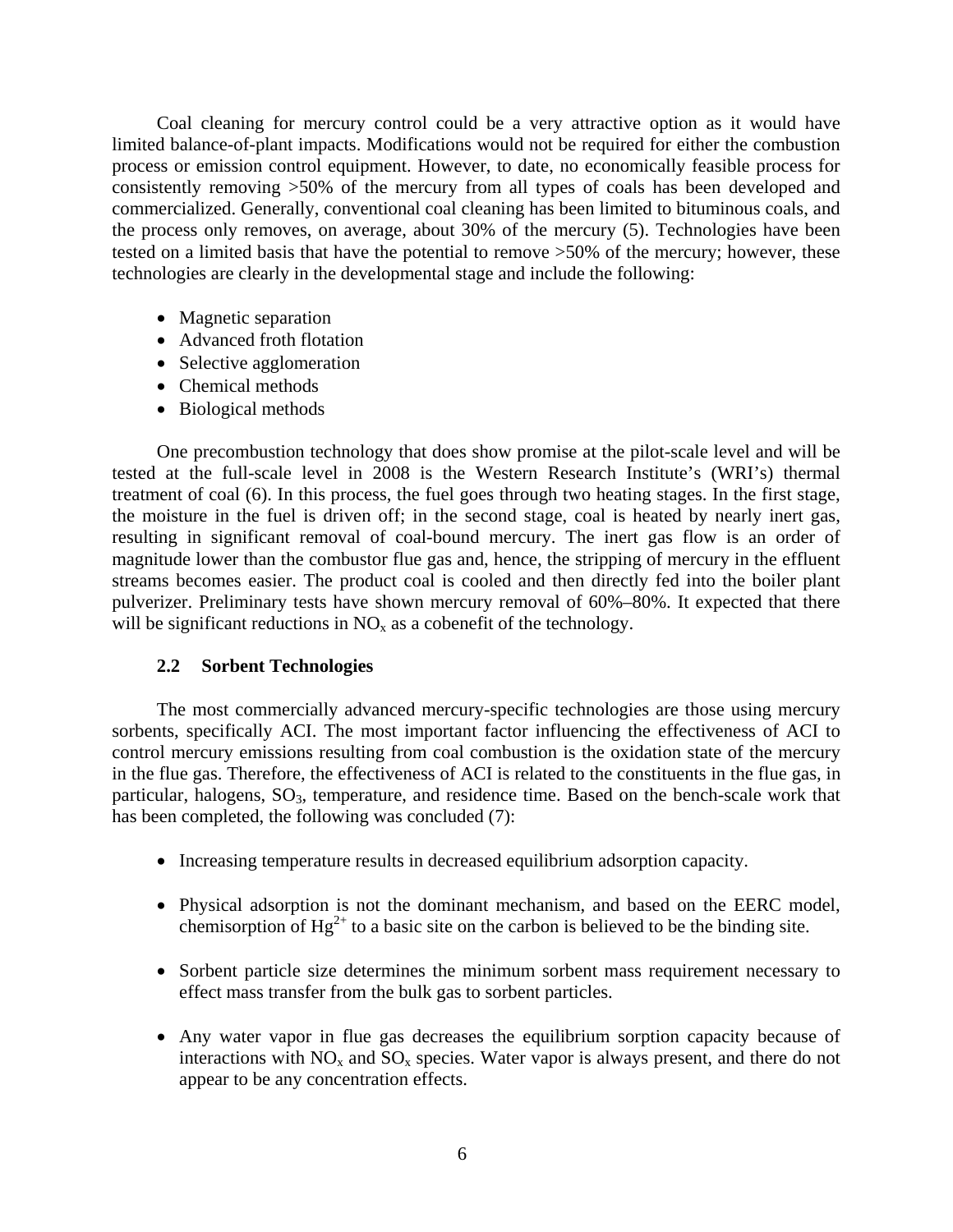Coal cleaning for mercury control could be a very attractive option as it would have limited balance-of-plant impacts. Modifications would not be required for either the combustion process or emission control equipment. However, to date, no economically feasible process for consistently removing >50% of the mercury from all types of coals has been developed and commercialized. Generally, conventional coal cleaning has been limited to bituminous coals, and the process only removes, on average, about 30% of the mercury (5). Technologies have been tested on a limited basis that have the potential to remove >50% of the mercury; however, these technologies are clearly in the developmental stage and include the following:

- Magnetic separation
- Advanced froth flotation
- Selective agglomeration
- Chemical methods
- Biological methods

One precombustion technology that does show promise at the pilot-scale level and will be tested at the full-scale level in 2008 is the Western Research Institute's (WRI's) thermal treatment of coal (6). In this process, the fuel goes through two heating stages. In the first stage, the moisture in the fuel is driven off; in the second stage, coal is heated by nearly inert gas, resulting in significant removal of coal-bound mercury. The inert gas flow is an order of magnitude lower than the combustor flue gas and, hence, the stripping of mercury in the effluent streams becomes easier. The product coal is cooled and then directly fed into the boiler plant pulverizer. Preliminary tests have shown mercury removal of 60%–80%. It expected that there will be significant reductions in $NO_x$ as a cobenefit of the technology.

### 2.2 Sorbent Technologies

The most commercially advanced mercury-specific technologies are those using mercury sorbents, specifically ACI. The most important factor influencing the effectiveness of ACI to control mercury emissions resulting from coal combustion is the oxidation state of the mercury in the flue gas. Therefore, the effectiveness of ACI is related to the constituents in the flue gas, in particular, halogens, $SO_3$, temperature, and residence time. Based on the bench-scale work that has been completed, the following was concluded (7):

- Increasing temperature results in decreased equilibrium adsorption capacity.
- Physical adsorption is not the dominant mechanism, and based on the EERC model, chemisorption of $Hg^{2+}$ to a basic site on the carbon is believed to be the binding site.
- Sorbent particle size determines the minimum sorbent mass requirement necessary to effect mass transfer from the bulk gas to sorbent particles.
- Any water vapor in flue gas decreases the equilibrium sorption capacity because of interactions with $NO_x$ and $SO_x$ species. Water vapor is always present, and there do not appear to be any concentration effects.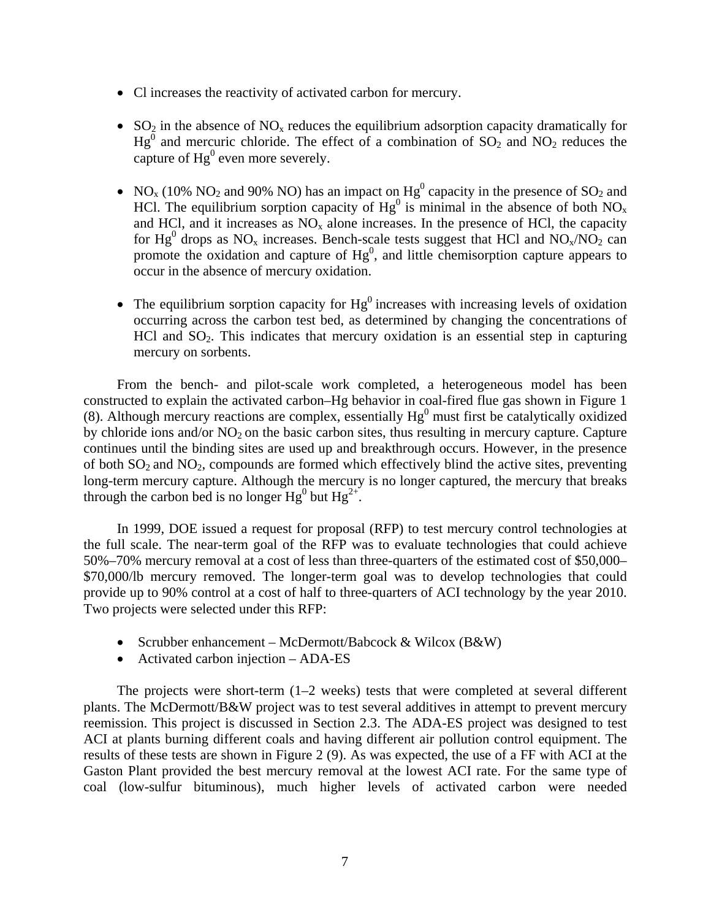- Cl increases the reactivity of activated carbon for mercury.

- $SO_2$ in the absence of $NO_x$ reduces the equilibrium adsorption capacity dramatically for $Hg^0$ and mercuric chloride. The effect of a combination of $SO_2$ and $NO_2$ reduces the capture of $Hg^0$ even more severely.

- $NO_x$ (10% $NO_2$ and 90% NO) has an impact on $Hg^0$ capacity in the presence of $SO_2$ and HCl. The equilibrium sorption capacity of $Hg^0$ is minimal in the absence of both $NO_x$ and HCl, and it increases as $NO_x$ alone increases. In the presence of HCl, the capacity for $Hg^0$ drops as $NO_x$ increases. Bench-scale tests suggest that HCl and $NO_x/NO_2$ can promote the oxidation and capture of $Hg^0$, and little chemisorption capture appears to occur in the absence of mercury oxidation.

- The equilibrium sorption capacity for $Hg^0$ increases with increasing levels of oxidation occurring across the carbon test bed, as determined by changing the concentrations of HCl and $SO_2$. This indicates that mercury oxidation is an essential step in capturing mercury on sorbents.

From the bench- and pilot-scale work completed, a heterogeneous model has been constructed to explain the activated carbon–Hg behavior in coal-fired flue gas shown in Figure 1 (8). Although mercury reactions are complex, essentially $Hg^0$ must first be catalytically oxidized by chloride ions and/or $NO_2$ on the basic carbon sites, thus resulting in mercury capture. Capture continues until the binding sites are used up and breakthrough occurs. However, in the presence of both $SO_2$ and $NO_2$, compounds are formed which effectively blind the active sites, preventing long-term mercury capture. Although the mercury is no longer captured, the mercury that breaks through the carbon bed is no longer $Hg^0$ but $Hg^{2+}$.

In 1999, DOE issued a request for proposal (RFP) to test mercury control technologies at the full scale. The near-term goal of the RFP was to evaluate technologies that could achieve 50%–70% mercury removal at a cost of less than three-quarters of the estimated cost of \$50,000–\$70,000/lb mercury removed. The longer-term goal was to develop technologies that could provide up to 90% control at a cost of half to three-quarters of ACI technology by the year 2010. Two projects were selected under this RFP:

- Scrubber enhancement – McDermott/Babcock & Wilcox (B&W)
- Activated carbon injection – ADA-ES

The projects were short-term (1–2 weeks) tests that were completed at several different plants. The McDermott/B&W project was to test several additives in attempt to prevent mercury reemission. This project is discussed in Section 2.3. The ADA-ES project was designed to test ACI at plants burning different coals and having different air pollution control equipment. The results of these tests are shown in Figure 2 (9). As was expected, the use of a FF with ACI at the Gaston Plant provided the best mercury removal at the lowest ACI rate. For the same type of coal (low-sulfur bituminous), much higher levels of activated carbon were needed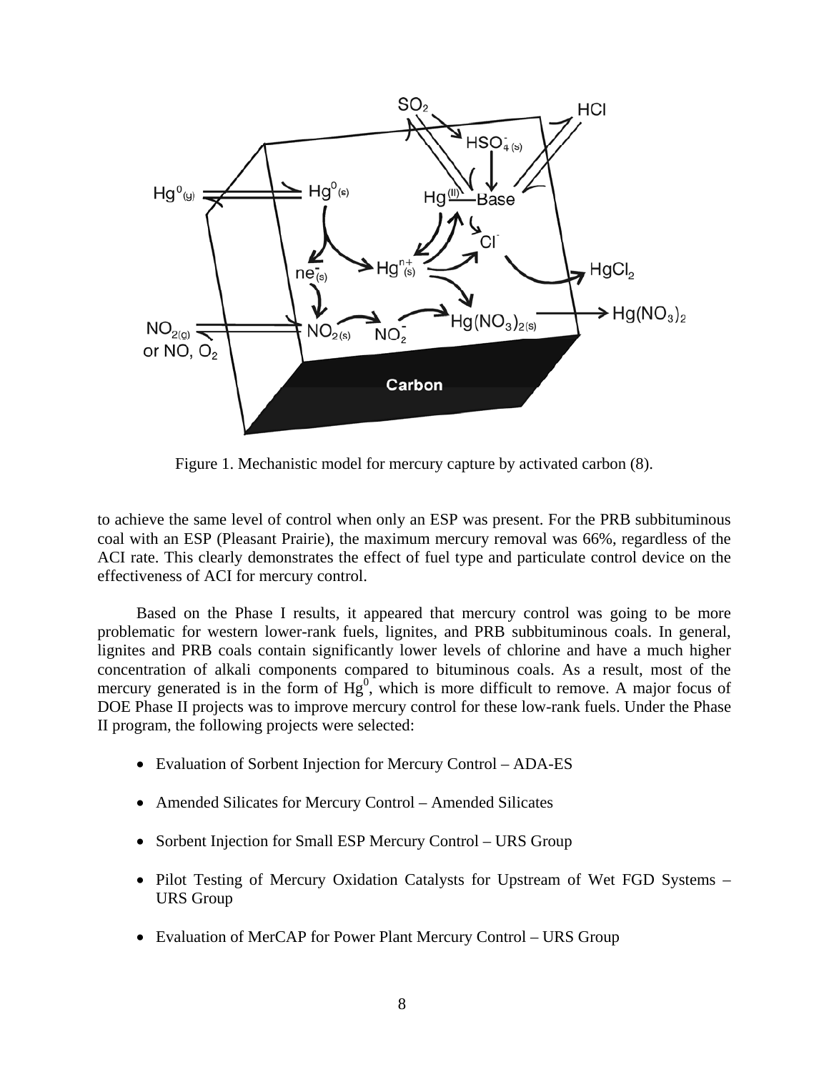Figure 1. Mechanistic model for mercury capture by activated carbon (8).

to achieve the same level of control when only an ESP was present. For the PRB subbituminous coal with an ESP (Pleasant Prairie), the maximum mercury removal was 66%, regardless of the ACI rate. This clearly demonstrates the effect of fuel type and particulate control device on the effectiveness of ACI for mercury control.

Based on the Phase I results, it appeared that mercury control was going to be more problematic for western lower-rank fuels, lignites, and PRB subbituminous coals. In general, lignites and PRB coals contain significantly lower levels of chlorine and have a much higher concentration of alkali components compared to bituminous coals. As a result, most of the mercury generated is in the form of $Hg^0$, which is more difficult to remove. A major focus of DOE Phase II projects was to improve mercury control for these low-rank fuels. Under the Phase II program, the following projects were selected:

- Evaluation of Sorbent Injection for Mercury Control – ADA-ES
- Amended Silicates for Mercury Control – Amended Silicates
- Sorbent Injection for Small ESP Mercury Control – URS Group
- Pilot Testing of Mercury Oxidation Catalysts for Upstream of Wet FGD Systems – URS Group
- Evaluation of MerCAP for Power Plant Mercury Control – URS Group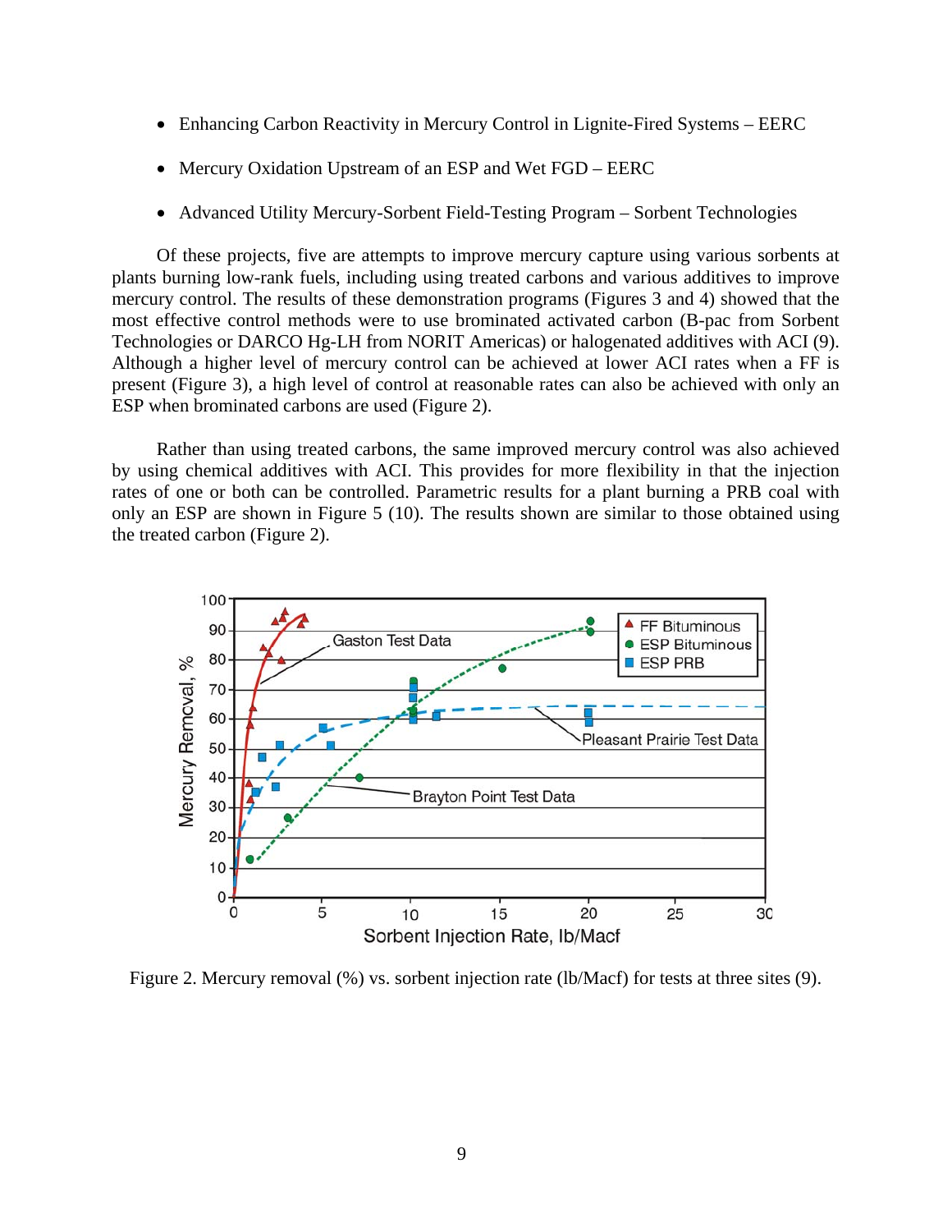- Enhancing Carbon Reactivity in Mercury Control in Lignite-Fired Systems – EERC
- Mercury Oxidation Upstream of an ESP and Wet FGD – EERC
- Advanced Utility Mercury-Sorbent Field-Testing Program – Sorbent Technologies

Of these projects, five are attempts to improve mercury capture using various sorbents at plants burning low-rank fuels, including using treated carbons and various additives to improve mercury control. The results of these demonstration programs (Figures 3 and 4) showed that the most effective control methods were to use brominated activated carbon (B-pac from Sorbent Technologies or DARCO Hg-LH from NORIT Americas) or halogenated additives with ACI (9). Although a higher level of mercury control can be achieved at lower ACI rates when a FF is present (Figure 3), a high level of control at reasonable rates can also be achieved with only an ESP when brominated carbons are used (Figure 2).

Rather than using treated carbons, the same improved mercury control was also achieved by using chemical additives with ACI. This provides for more flexibility in that the injection rates of one or both can be controlled. Parametric results for a plant burning a PRB coal with only an ESP are shown in Figure 5 (10). The results shown are similar to those obtained using the treated carbon (Figure 2).

Figure 2. Mercury removal (%) vs. sorbent injection rate (lb/Macf) for tests at three sites (9).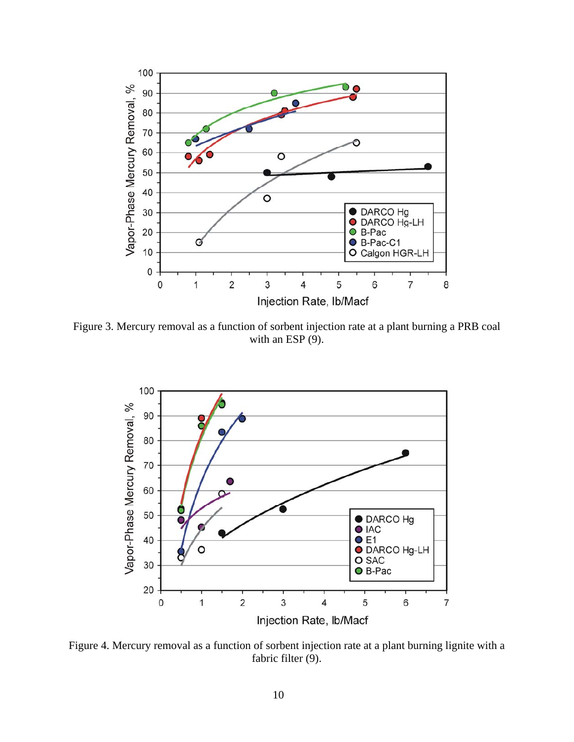Figure 3. Mercury removal as a function of sorbent injection rate at a plant burning a PRB coal with an ESP (9).

Figure 4. Mercury removal as a function of sorbent injection rate at a plant burning lignite with a fabric filter (9).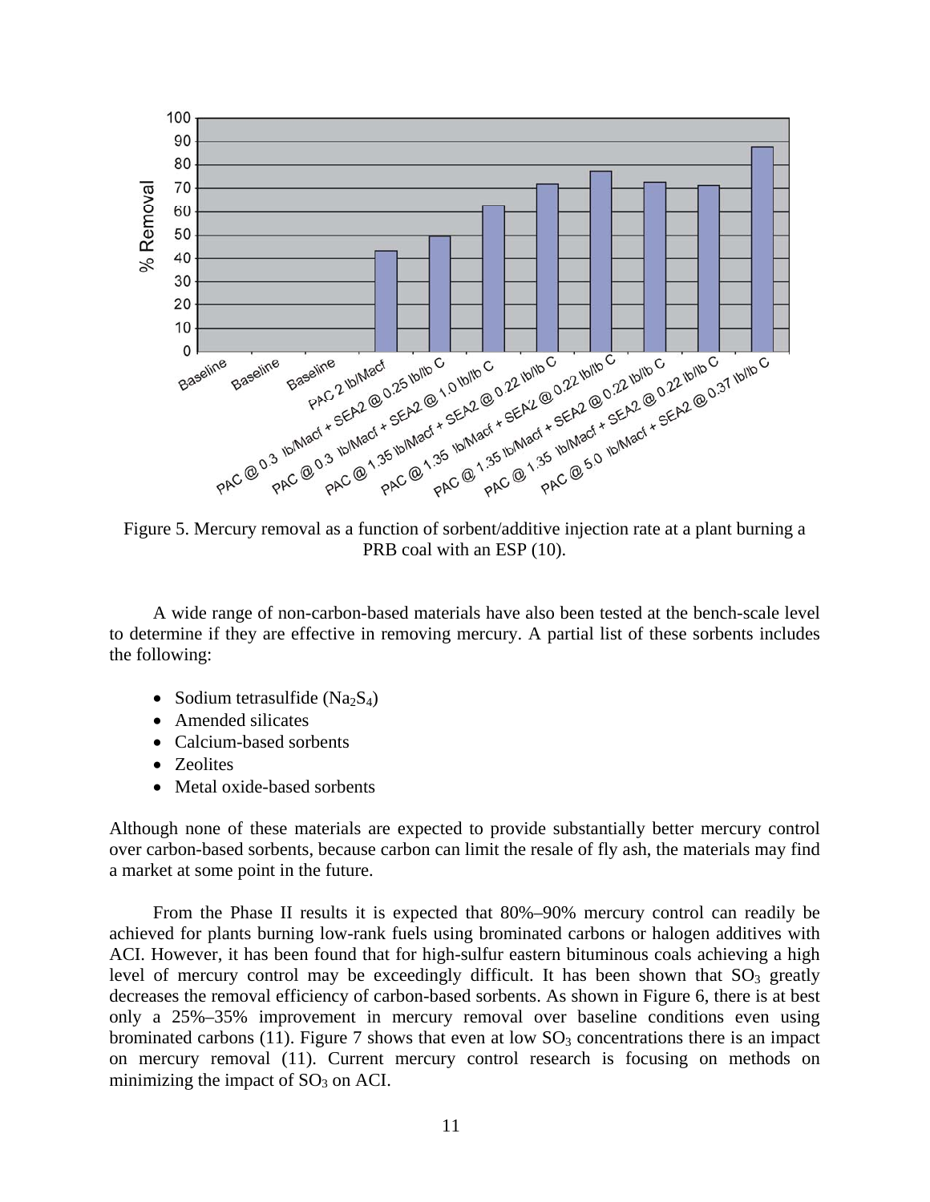Figure 5. Mercury removal as a function of sorbent/additive injection rate at a plant burning a PRB coal with an ESP (10).

A wide range of non-carbon-based materials have also been tested at the bench-scale level to determine if they are effective in removing mercury. A partial list of these sorbents includes the following:

- Sodium tetrasulfide ($Na_2S_4$)
- Amended silicates
- Calcium-based sorbents
- Zeolites
- Metal oxide-based sorbents

Although none of these materials are expected to provide substantially better mercury control over carbon-based sorbents, because carbon can limit the resale of fly ash, the materials may find a market at some point in the future.

From the Phase II results it is expected that 80%–90% mercury control can readily be achieved for plants burning low-rank fuels using brominated carbons or halogen additives with ACI. However, it has been found that for high-sulfur eastern bituminous coals achieving a high level of mercury control may be exceedingly difficult. It has been shown that $SO_3$ greatly decreases the removal efficiency of carbon-based sorbents. As shown in Figure 6, there is at best only a 25%–35% improvement in mercury removal over baseline conditions even using brominated carbons (11). Figure 7 shows that even at low $SO_3$ concentrations there is an impact on mercury removal (11). Current mercury control research is focusing on methods on minimizing the impact of $SO_3$ on ACI.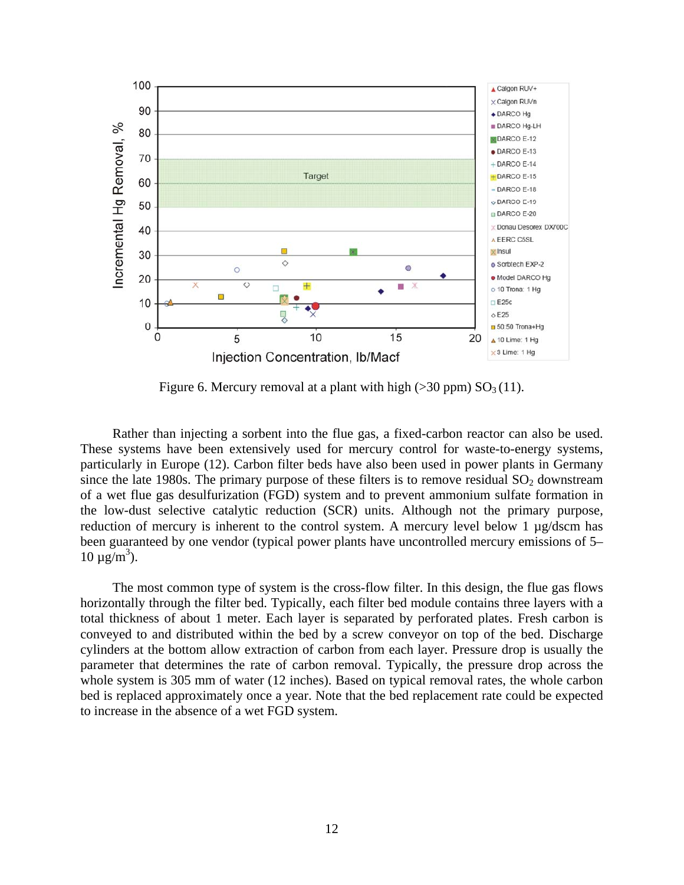Figure 6. Mercury removal at a plant with high (>30 ppm) $SO_3$ (11).

Rather than injecting a sorbent into the flue gas, a fixed-carbon reactor can also be used. These systems have been extensively used for mercury control for waste-to-energy systems, particularly in Europe (12). Carbon filter beds have also been used in power plants in Germany since the late 1980s. The primary purpose of these filters is to remove residual $SO_2$ downstream of a wet flue gas desulfurization (FGD) system and to prevent ammonium sulfate formation in the low-dust selective catalytic reduction (SCR) units. Although not the primary purpose, reduction of mercury is inherent to the control system. A mercury level below 1 µg/dscm has been guaranteed by one vendor (typical power plants have uncontrolled mercury emissions of 5–10 µg/$m^3$).

The most common type of system is the cross-flow filter. In this design, the flue gas flows horizontally through the filter bed. Typically, each filter bed module contains three layers with a total thickness of about 1 meter. Each layer is separated by perforated plates. Fresh carbon is conveyed to and distributed within the bed by a screw conveyor on top of the bed. Discharge cylinders at the bottom allow extraction of carbon from each layer. Pressure drop is usually the parameter that determines the rate of carbon removal. Typically, the pressure drop across the whole system is 305 mm of water (12 inches). Based on typical removal rates, the whole carbon bed is replaced approximately once a year. Note that the bed replacement rate could be expected to increase in the absence of a wet FGD system.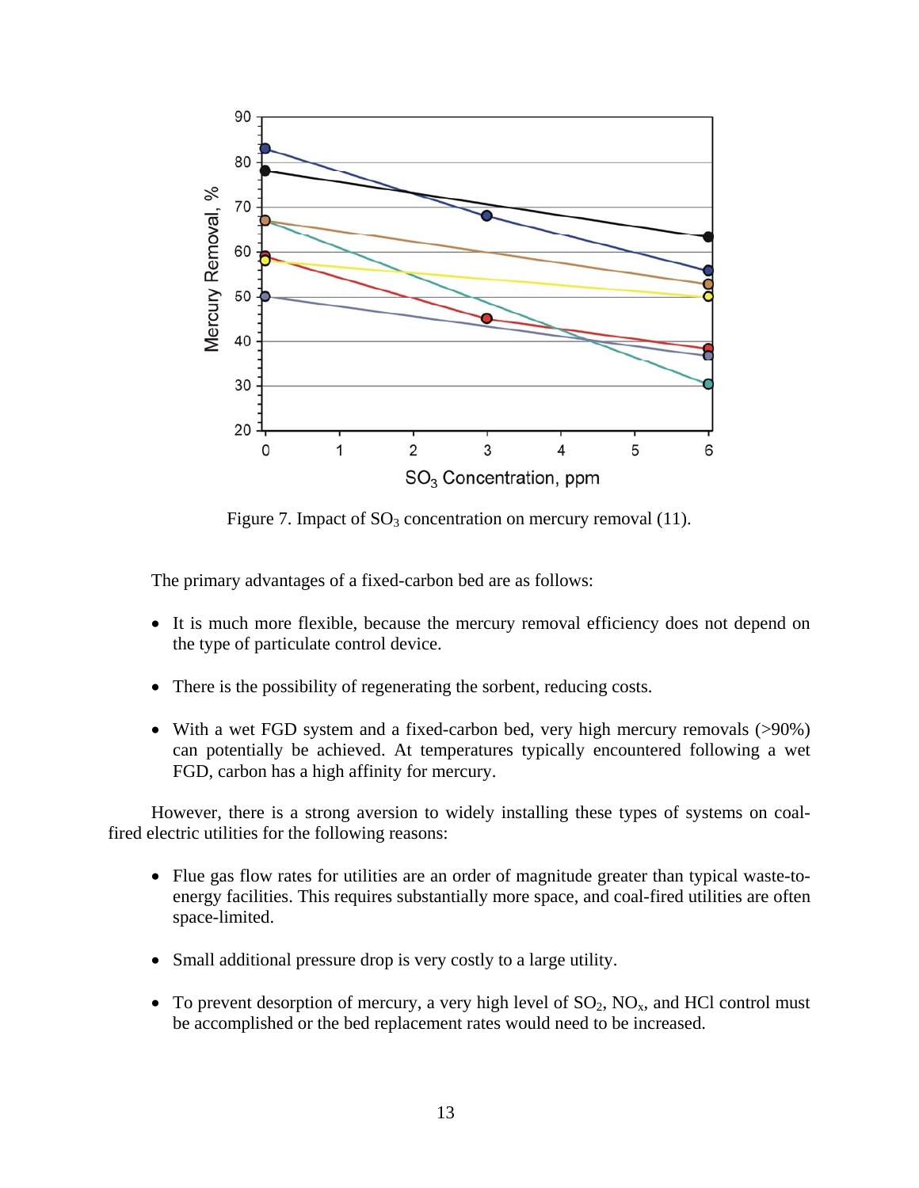Figure 7. Impact of $SO_3$ concentration on mercury removal (11).

The primary advantages of a fixed-carbon bed are as follows:

- It is much more flexible, because the mercury removal efficiency does not depend on the type of particulate control device.
- There is the possibility of regenerating the sorbent, reducing costs.
- With a wet FGD system and a fixed-carbon bed, very high mercury removals (>90%) can potentially be achieved. At temperatures typically encountered following a wet FGD, carbon has a high affinity for mercury.

However, there is a strong aversion to widely installing these types of systems on coal-fired electric utilities for the following reasons:

- Flue gas flow rates for utilities are an order of magnitude greater than typical waste-to-energy facilities. This requires substantially more space, and coal-fired utilities are often space-limited.
- Small additional pressure drop is very costly to a large utility.
- To prevent desorption of mercury, a very high level of $SO_2$, $NO_x$, and HCl control must be accomplished or the bed replacement rates would need to be increased.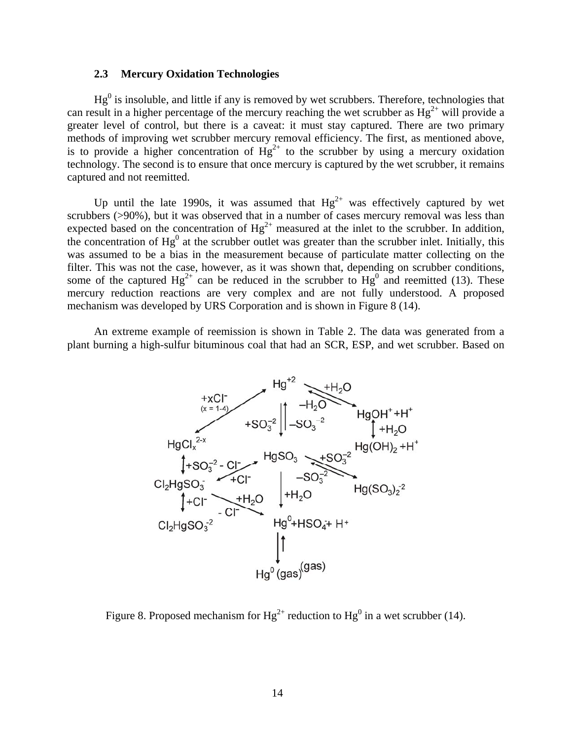### 2.3 Mercury Oxidation Technologies

$Hg^0$ is insoluble, and little if any is removed by wet scrubbers. Therefore, technologies that can result in a higher percentage of the mercury reaching the wet scrubber as $Hg^{2+}$ will provide a greater level of control, but there is a caveat: it must stay captured. There are two primary methods of improving wet scrubber mercury removal efficiency. The first, as mentioned above, is to provide a higher concentration of $Hg^{2+}$ to the scrubber by using a mercury oxidation technology. The second is to ensure that once mercury is captured by the wet scrubber, it remains captured and not reemitted.

Up until the late 1990s, it was assumed that $Hg^{2+}$ was effectively captured by wet scrubbers (>90%), but it was observed that in a number of cases mercury removal was less than expected based on the concentration of $Hg^{2+}$ measured at the inlet to the scrubber. In addition, the concentration of $Hg^0$ at the scrubber outlet was greater than the scrubber inlet. Initially, this was assumed to be a bias in the measurement because of particulate matter collecting on the filter. This was not the case, however, as it was shown that, depending on scrubber conditions, some of the captured $Hg^{2+}$ can be reduced in the scrubber to $Hg^0$ and reemitted (13). These mercury reduction reactions are very complex and are not fully understood. A proposed mechanism was developed by URS Corporation and is shown in Figure 8 (14).

An extreme example of reemission is shown in Table 2. The data was generated from a plant burning a high-sulfur bituminous coal that had an SCR, ESP, and wet scrubber. Based on

Figure 8. Proposed mechanism for $Hg^{2+}$ reduction to $Hg^0$ in a wet scrubber (14).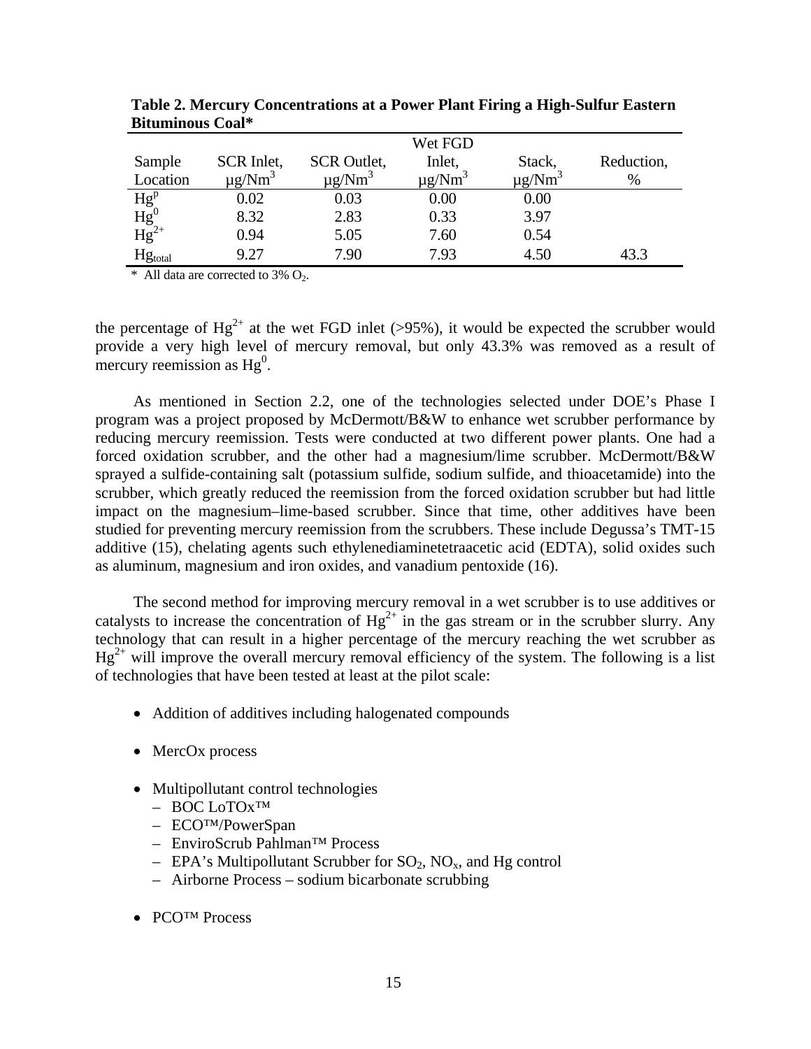**Table 2. Mercury Concentrations at a Power Plant Firing a High-Sulfur Eastern Bituminous Coal***

| Sample Location | SCR Inlet, $\mu g/Nm^3$ | SCR Outlet, $\mu g/Nm^3$ | Wet FGD Inlet, $\mu g/Nm^3$ | Stack, $\mu g/Nm^3$ | Reduction, % |
|---|---|---|---|---|---|
| $Hg^p$ | 0.02 | 0.03 | 0.00 | 0.00 | |
| $Hg^0$ | 8.32 | 2.83 | 0.33 | 3.97 | |
| $Hg^{2+}$ | 0.94 | 5.05 | 7.60 | 0.54 | |
| $Hg_{total}$ | 9.27 | 7.90 | 7.93 | 4.50 | 43.3 |

* All data are corrected to 3% $O_2$.

the percentage of $Hg^{2+}$ at the wet FGD inlet (>95%), it would be expected the scrubber would provide a very high level of mercury removal, but only 43.3% was removed as a result of mercury reemission as $Hg^0$.

As mentioned in Section 2.2, one of the technologies selected under DOE's Phase I program was a project proposed by McDermott/B&W to enhance wet scrubber performance by reducing mercury reemission. Tests were conducted at two different power plants. One had a forced oxidation scrubber, and the other had a magnesium/lime scrubber. McDermott/B&W sprayed a sulfide-containing salt (potassium sulfide, sodium sulfide, and thioacetamide) into the scrubber, which greatly reduced the reemission from the forced oxidation scrubber but had little impact on the magnesium–lime-based scrubber. Since that time, other additives have been studied for preventing mercury reemission from the scrubbers. These include Degussa's TMT-15 additive (15), chelating agents such ethylenediaminetetraacetic acid (EDTA), solid oxides such as aluminum, magnesium and iron oxides, and vanadium pentoxide (16).

The second method for improving mercury removal in a wet scrubber is to use additives or catalysts to increase the concentration of $Hg^{2+}$ in the gas stream or in the scrubber slurry. Any technology that can result in a higher percentage of the mercury reaching the wet scrubber as $Hg^{2+}$ will improve the overall mercury removal efficiency of the system. The following is a list of technologies that have been tested at least at the pilot scale:

- Addition of additives including halogenated compounds
- MercOx process
- Multipollutant control technologies
  - BOC LoTOx™
  - ECO™/PowerSpan
  - EnviroScrub Pahlman™ Process
  - EPA's Multipollutant Scrubber for $SO_2$, $NO_x$, and Hg control
  - Airborne Process – sodium bicarbonate scrubbing
- PCO™ Process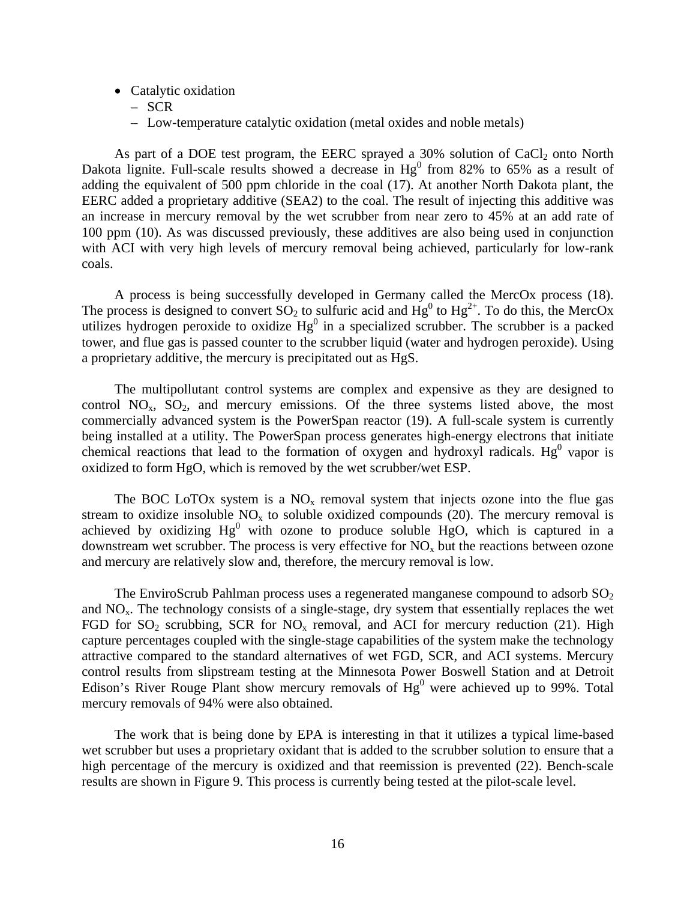- Catalytic oxidation
  - SCR
  - Low-temperature catalytic oxidation (metal oxides and noble metals)

As part of a DOE test program, the EERC sprayed a 30% solution of $CaCl_2$ onto North Dakota lignite. Full-scale results showed a decrease in $Hg^0$ from 82% to 65% as a result of adding the equivalent of 500 ppm chloride in the coal (17). At another North Dakota plant, the EERC added a proprietary additive (SEA2) to the coal. The result of injecting this additive was an increase in mercury removal by the wet scrubber from near zero to 45% at an add rate of 100 ppm (10). As was discussed previously, these additives are also being used in conjunction with ACI with very high levels of mercury removal being achieved, particularly for low-rank coals.

A process is being successfully developed in Germany called the MercOx process (18). The process is designed to convert $SO_2$ to sulfuric acid and $Hg^0$ to $Hg^{2+}$. To do this, the MercOx utilizes hydrogen peroxide to oxidize $Hg^0$ in a specialized scrubber. The scrubber is a packed tower, and flue gas is passed counter to the scrubber liquid (water and hydrogen peroxide). Using a proprietary additive, the mercury is precipitated out as HgS.

The multipollutant control systems are complex and expensive as they are designed to control $NO_x$, $SO_2$, and mercury emissions. Of the three systems listed above, the most commercially advanced system is the PowerSpan reactor (19). A full-scale system is currently being installed at a utility. The PowerSpan process generates high-energy electrons that initiate chemical reactions that lead to the formation of oxygen and hydroxyl radicals. $Hg^0$ vapor is oxidized to form HgO, which is removed by the wet scrubber/wet ESP.

The BOC LoTOx system is a $NO_x$ removal system that injects ozone into the flue gas stream to oxidize insoluble $NO_x$ to soluble oxidized compounds (20). The mercury removal is achieved by oxidizing $Hg^0$ with ozone to produce soluble HgO, which is captured in a downstream wet scrubber. The process is very effective for $NO_x$ but the reactions between ozone and mercury are relatively slow and, therefore, the mercury removal is low.

The EnviroScrub Pahlman process uses a regenerated manganese compound to adsorb $SO_2$ and $NO_x$. The technology consists of a single-stage, dry system that essentially replaces the wet FGD for $SO_2$ scrubbing, SCR for $NO_x$ removal, and ACI for mercury reduction (21). High capture percentages coupled with the single-stage capabilities of the system make the technology attractive compared to the standard alternatives of wet FGD, SCR, and ACI systems. Mercury control results from slipstream testing at the Minnesota Power Boswell Station and at Detroit Edison's River Rouge Plant show mercury removals of $Hg^0$ were achieved up to 99%. Total mercury removals of 94% were also obtained.

The work that is being done by EPA is interesting in that it utilizes a typical lime-based wet scrubber but uses a proprietary oxidant that is added to the scrubber solution to ensure that a high percentage of the mercury is oxidized and that reemission is prevented (22). Bench-scale results are shown in Figure 9. This process is currently being tested at the pilot-scale level.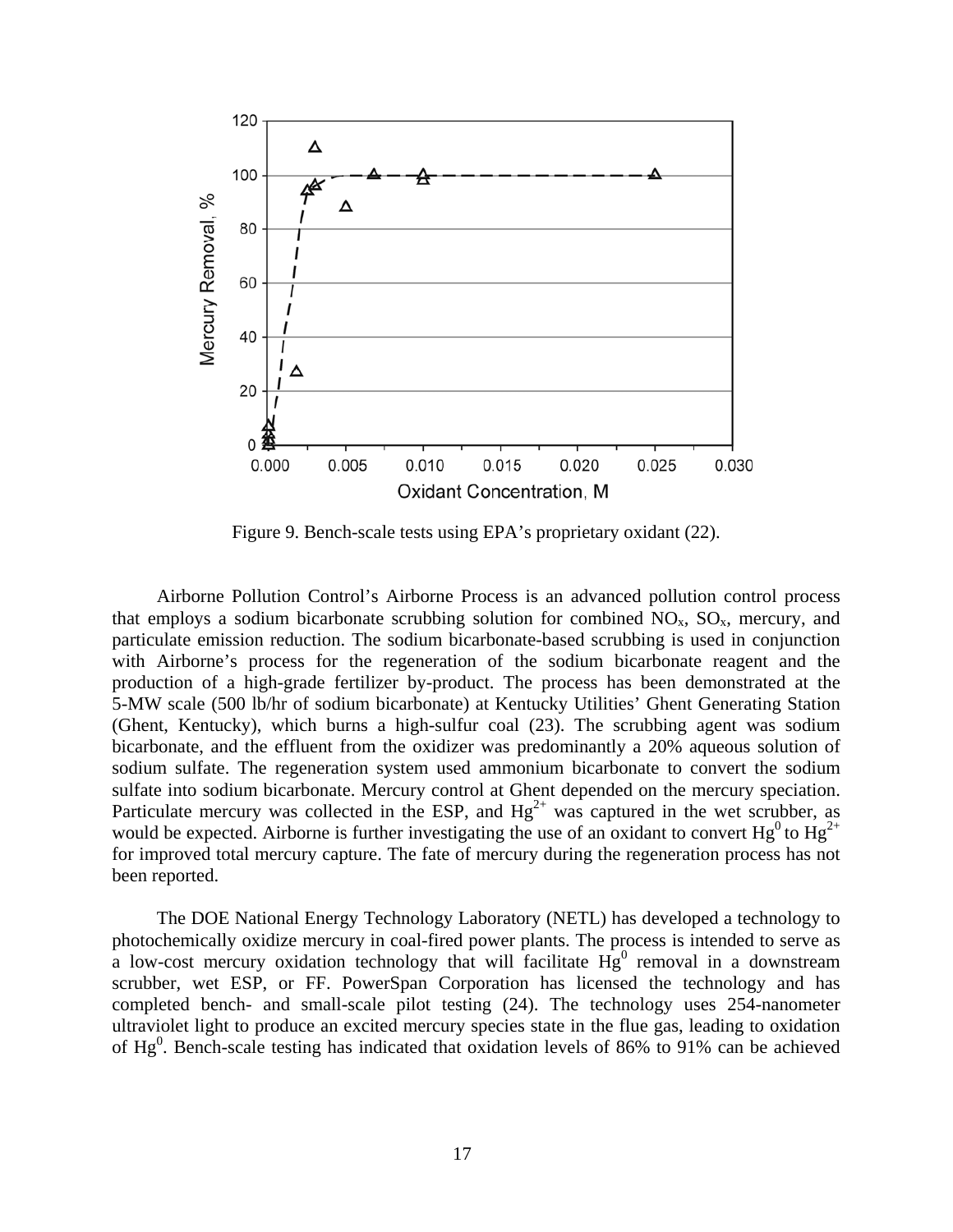Figure 9. Bench-scale tests using EPA's proprietary oxidant (22).

Airborne Pollution Control's Airborne Process is an advanced pollution control process that employs a sodium bicarbonate scrubbing solution for combined $NO_x$, $SO_x$, mercury, and particulate emission reduction. The sodium bicarbonate-based scrubbing is used in conjunction with Airborne's process for the regeneration of the sodium bicarbonate reagent and the production of a high-grade fertilizer by-product. The process has been demonstrated at the 5-MW scale (500 lb/hr of sodium bicarbonate) at Kentucky Utilities' Ghent Generating Station (Ghent, Kentucky), which burns a high-sulfur coal (23). The scrubbing agent was sodium bicarbonate, and the effluent from the oxidizer was predominantly a 20% aqueous solution of sodium sulfate. The regeneration system used ammonium bicarbonate to convert the sodium sulfate into sodium bicarbonate. Mercury control at Ghent depended on the mercury speciation. Particulate mercury was collected in the ESP, and $Hg^{2+}$ was captured in the wet scrubber, as would be expected. Airborne is further investigating the use of an oxidant to convert $Hg^0$ to $Hg^{2+}$ for improved total mercury capture. The fate of mercury during the regeneration process has not been reported.

The DOE National Energy Technology Laboratory (NETL) has developed a technology to photochemically oxidize mercury in coal-fired power plants. The process is intended to serve as a low-cost mercury oxidation technology that will facilitate $Hg^0$ removal in a downstream scrubber, wet ESP, or FF. PowerSpan Corporation has licensed the technology and has completed bench- and small-scale pilot testing (24). The technology uses 254-nanometer ultraviolet light to produce an excited mercury species state in the flue gas, leading to oxidation of $Hg^0$. Bench-scale testing has indicated that oxidation levels of 86% to 91% can be achieved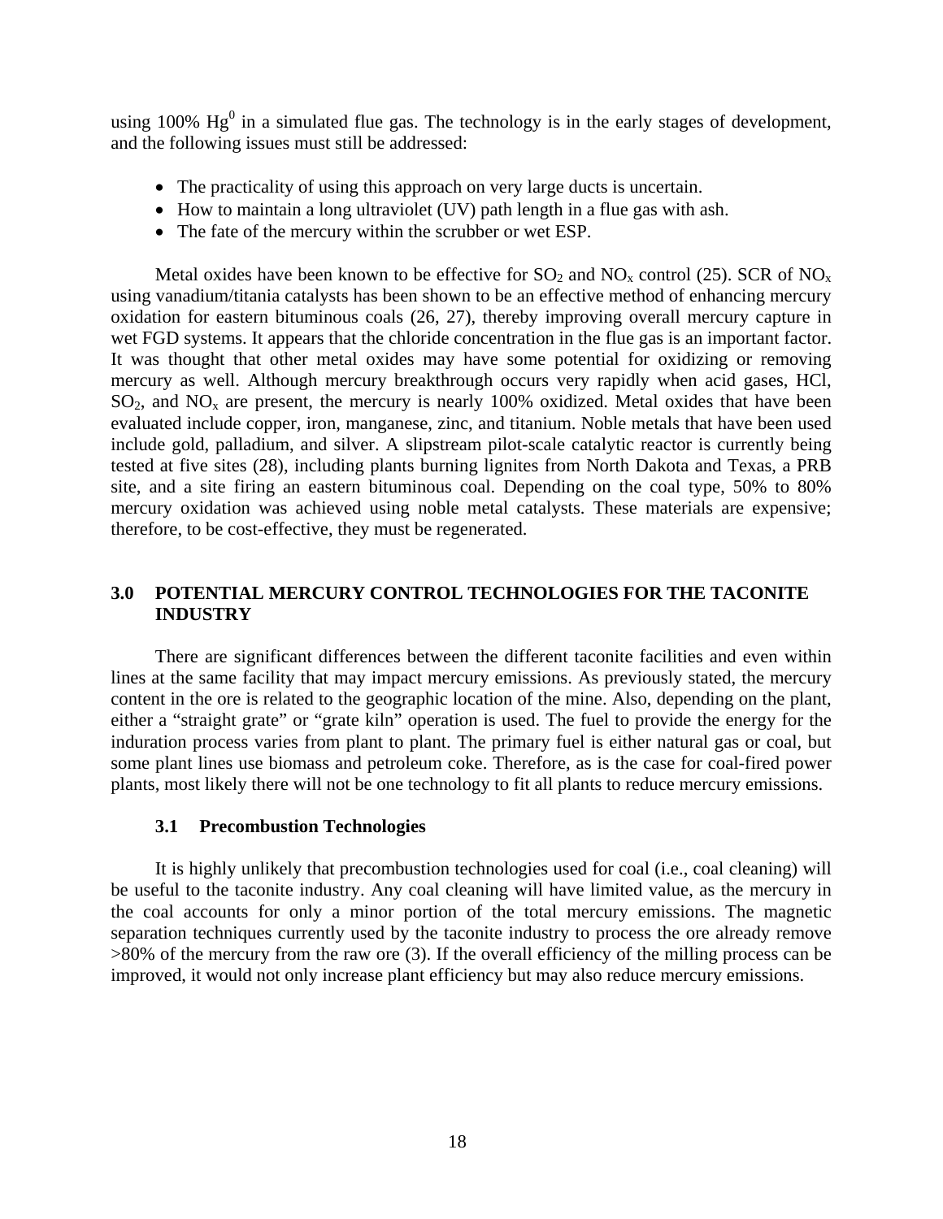using 100% $Hg^0$ in a simulated flue gas. The technology is in the early stages of development, and the following issues must still be addressed:

- The practicality of using this approach on very large ducts is uncertain.
- How to maintain a long ultraviolet (UV) path length in a flue gas with ash.
- The fate of the mercury within the scrubber or wet ESP.

Metal oxides have been known to be effective for $SO_2$ and $NO_x$ control (25). SCR of $NO_x$ using vanadium/titania catalysts has been shown to be an effective method of enhancing mercury oxidation for eastern bituminous coals (26, 27), thereby improving overall mercury capture in wet FGD systems. It appears that the chloride concentration in the flue gas is an important factor. It was thought that other metal oxides may have some potential for oxidizing or removing mercury as well. Although mercury breakthrough occurs very rapidly when acid gases, HCl, $SO_2$, and $NO_x$ are present, the mercury is nearly 100% oxidized. Metal oxides that have been evaluated include copper, iron, manganese, zinc, and titanium. Noble metals that have been used include gold, palladium, and silver. A slipstream pilot-scale catalytic reactor is currently being tested at five sites (28), including plants burning lignites from North Dakota and Texas, a PRB site, and a site firing an eastern bituminous coal. Depending on the coal type, 50% to 80% mercury oxidation was achieved using noble metal catalysts. These materials are expensive; therefore, to be cost-effective, they must be regenerated.

## 3.0 POTENTIAL MERCURY CONTROL TECHNOLOGIES FOR THE TACONITE INDUSTRY

There are significant differences between the different taconite facilities and even within lines at the same facility that may impact mercury emissions. As previously stated, the mercury content in the ore is related to the geographic location of the mine. Also, depending on the plant, either a "straight grate" or "grate kiln" operation is used. The fuel to provide the energy for the induration process varies from plant to plant. The primary fuel is either natural gas or coal, but some plant lines use biomass and petroleum coke. Therefore, as is the case for coal-fired power plants, most likely there will not be one technology to fit all plants to reduce mercury emissions.

### 3.1 Precombustion Technologies

It is highly unlikely that precombustion technologies used for coal (i.e., coal cleaning) will be useful to the taconite industry. Any coal cleaning will have limited value, as the mercury in the coal accounts for only a minor portion of the total mercury emissions. The magnetic separation techniques currently used by the taconite industry to process the ore already remove >80% of the mercury from the raw ore (3). If the overall efficiency of the milling process can be improved, it would not only increase plant efficiency but may also reduce mercury emissions.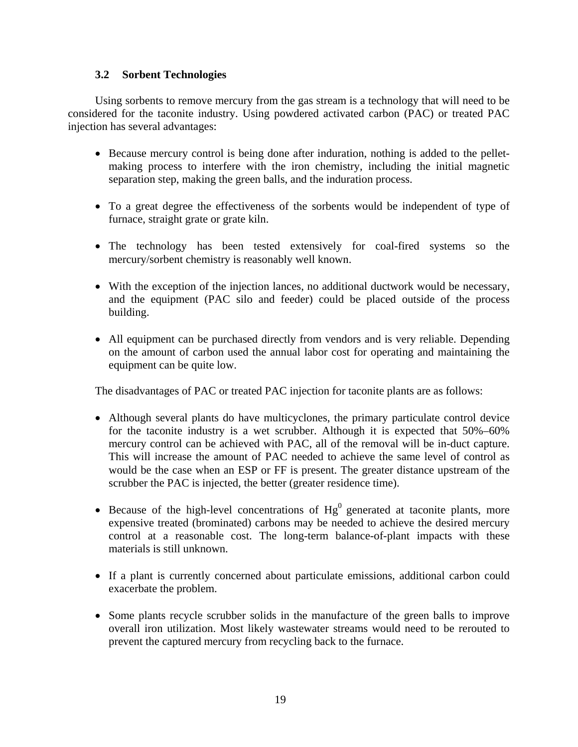### 3.2 Sorbent Technologies

Using sorbents to remove mercury from the gas stream is a technology that will need to be considered for the taconite industry. Using powdered activated carbon (PAC) or treated PAC injection has several advantages:

- Because mercury control is being done after induration, nothing is added to the pellet-making process to interfere with the iron chemistry, including the initial magnetic separation step, making the green balls, and the induration process.
- To a great degree the effectiveness of the sorbents would be independent of type of furnace, straight grate or grate kiln.
- The technology has been tested extensively for coal-fired systems so the mercury/sorbent chemistry is reasonably well known.
- With the exception of the injection lances, no additional ductwork would be necessary, and the equipment (PAC silo and feeder) could be placed outside of the process building.
- All equipment can be purchased directly from vendors and is very reliable. Depending on the amount of carbon used the annual labor cost for operating and maintaining the equipment can be quite low.

The disadvantages of PAC or treated PAC injection for taconite plants are as follows:

- Although several plants do have multicyclones, the primary particulate control device for the taconite industry is a wet scrubber. Although it is expected that 50%–60% mercury control can be achieved with PAC, all of the removal will be in-duct capture. This will increase the amount of PAC needed to achieve the same level of control as would be the case when an ESP or FF is present. The greater distance upstream of the scrubber the PAC is injected, the better (greater residence time).
- Because of the high-level concentrations of $Hg^0$ generated at taconite plants, more expensive treated (brominated) carbons may be needed to achieve the desired mercury control at a reasonable cost. The long-term balance-of-plant impacts with these materials is still unknown.
- If a plant is currently concerned about particulate emissions, additional carbon could exacerbate the problem.
- Some plants recycle scrubber solids in the manufacture of the green balls to improve overall iron utilization. Most likely wastewater streams would need to be rerouted to prevent the captured mercury from recycling back to the furnace.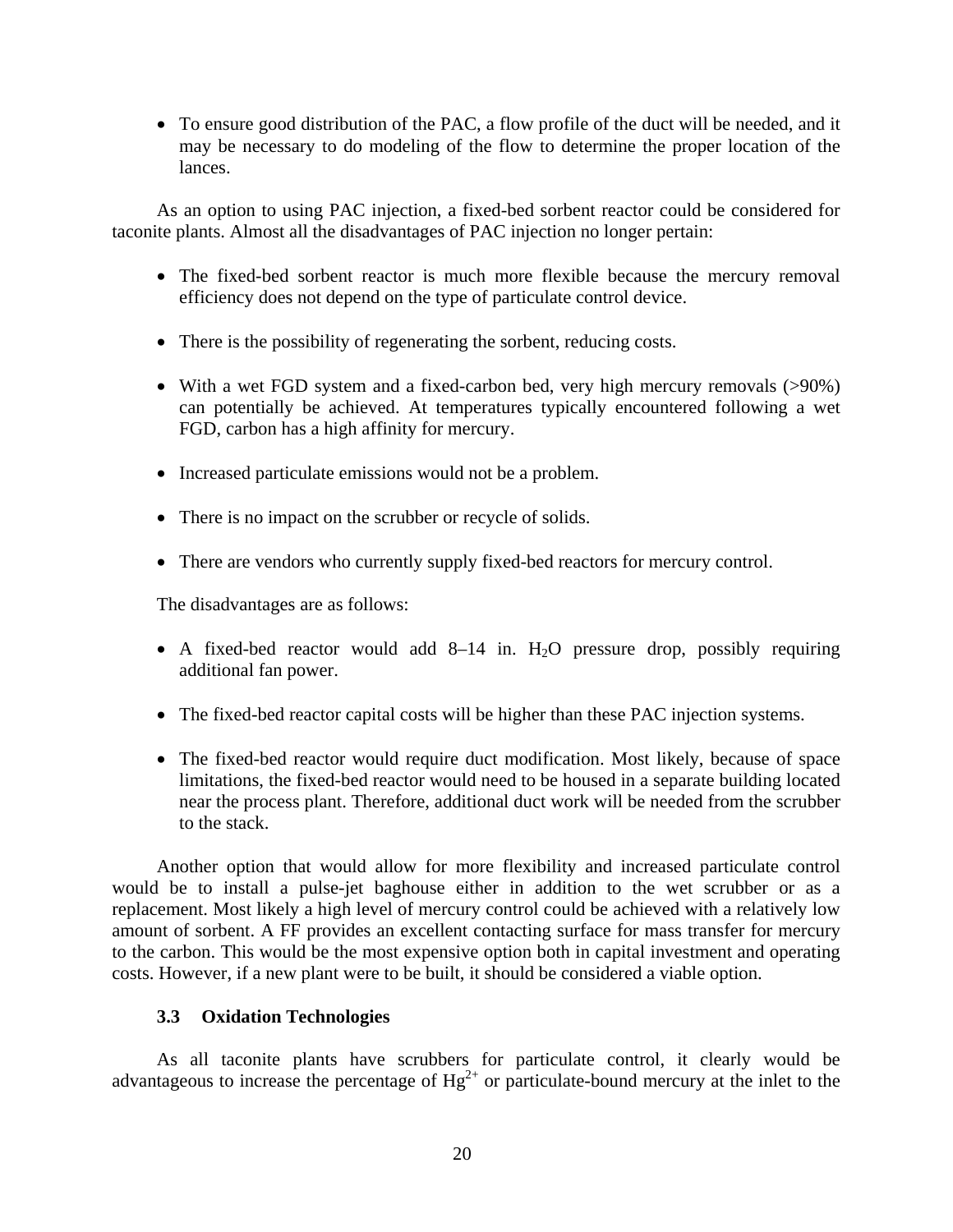- To ensure good distribution of the PAC, a flow profile of the duct will be needed, and it may be necessary to do modeling of the flow to determine the proper location of the lances.

As an option to using PAC injection, a fixed-bed sorbent reactor could be considered for taconite plants. Almost all the disadvantages of PAC injection no longer pertain:

- The fixed-bed sorbent reactor is much more flexible because the mercury removal efficiency does not depend on the type of particulate control device.
- There is the possibility of regenerating the sorbent, reducing costs.
- With a wet FGD system and a fixed-carbon bed, very high mercury removals (>90%) can potentially be achieved. At temperatures typically encountered following a wet FGD, carbon has a high affinity for mercury.
- Increased particulate emissions would not be a problem.
- There is no impact on the scrubber or recycle of solids.
- There are vendors who currently supply fixed-bed reactors for mercury control.

The disadvantages are as follows:

- A fixed-bed reactor would add 8–14 in. $H_2O$ pressure drop, possibly requiring additional fan power.
- The fixed-bed reactor capital costs will be higher than these PAC injection systems.
- The fixed-bed reactor would require duct modification. Most likely, because of space limitations, the fixed-bed reactor would need to be housed in a separate building located near the process plant. Therefore, additional duct work will be needed from the scrubber to the stack.

Another option that would allow for more flexibility and increased particulate control would be to install a pulse-jet baghouse either in addition to the wet scrubber or as a replacement. Most likely a high level of mercury control could be achieved with a relatively low amount of sorbent. A FF provides an excellent contacting surface for mass transfer for mercury to the carbon. This would be the most expensive option both in capital investment and operating costs. However, if a new plant were to be built, it should be considered a viable option.

### 3.3 Oxidation Technologies

As all taconite plants have scrubbers for particulate control, it clearly would be advantageous to increase the percentage of $Hg^{2+}$ or particulate-bound mercury at the inlet to the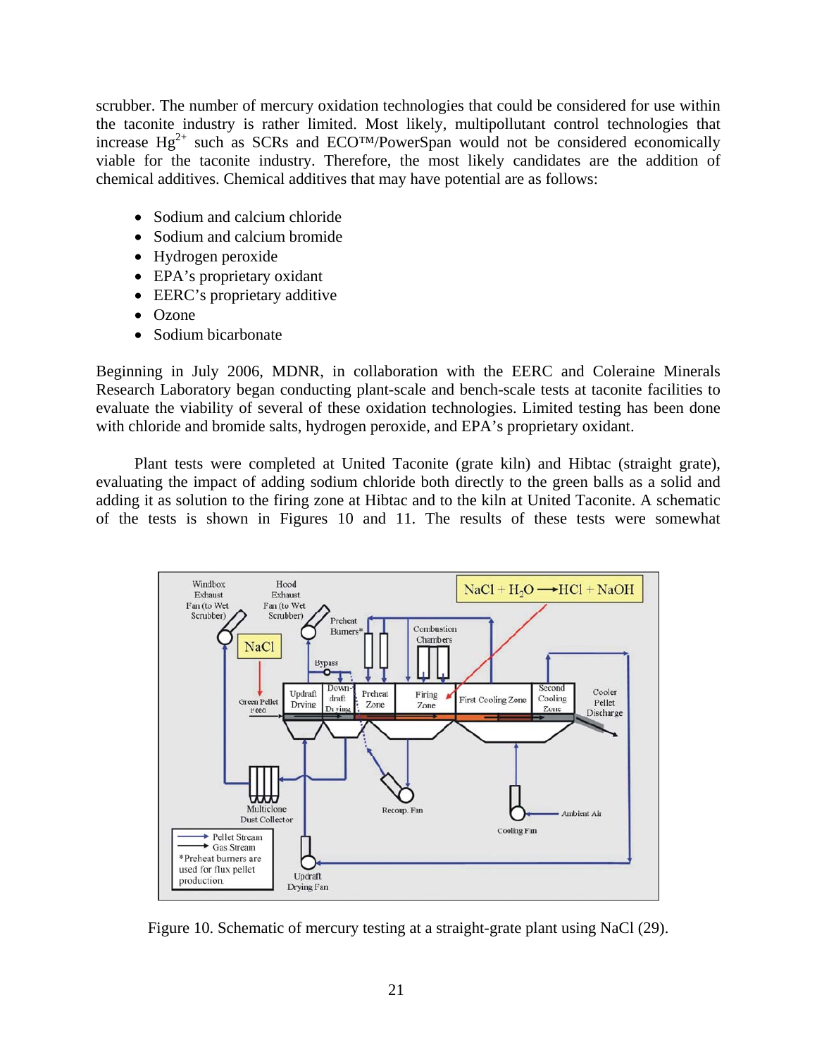scrubber. The number of mercury oxidation technologies that could be considered for use within the taconite industry is rather limited. Most likely, multipollutant control technologies that increase $Hg^{2+}$ such as SCRs and ECO™/PowerSpan would not be considered economically viable for the taconite industry. Therefore, the most likely candidates are the addition of chemical additives. Chemical additives that may have potential are as follows:

- Sodium and calcium chloride
- Sodium and calcium bromide
- Hydrogen peroxide
- EPA's proprietary oxidant
- EERC's proprietary additive
- Ozone
- Sodium bicarbonate

Beginning in July 2006, MDNR, in collaboration with the EERC and Coleraine Minerals Research Laboratory began conducting plant-scale and bench-scale tests at taconite facilities to evaluate the viability of several of these oxidation technologies. Limited testing has been done with chloride and bromide salts, hydrogen peroxide, and EPA's proprietary oxidant.

Plant tests were completed at United Taconite (grate kiln) and Hibtac (straight grate), evaluating the impact of adding sodium chloride both directly to the green balls as a solid and adding it as solution to the firing zone at Hibtac and to the kiln at United Taconite. A schematic of the tests is shown in Figures 10 and 11. The results of these tests were somewhat

Figure 10. Schematic of mercury testing at a straight-grate plant using NaCl (29).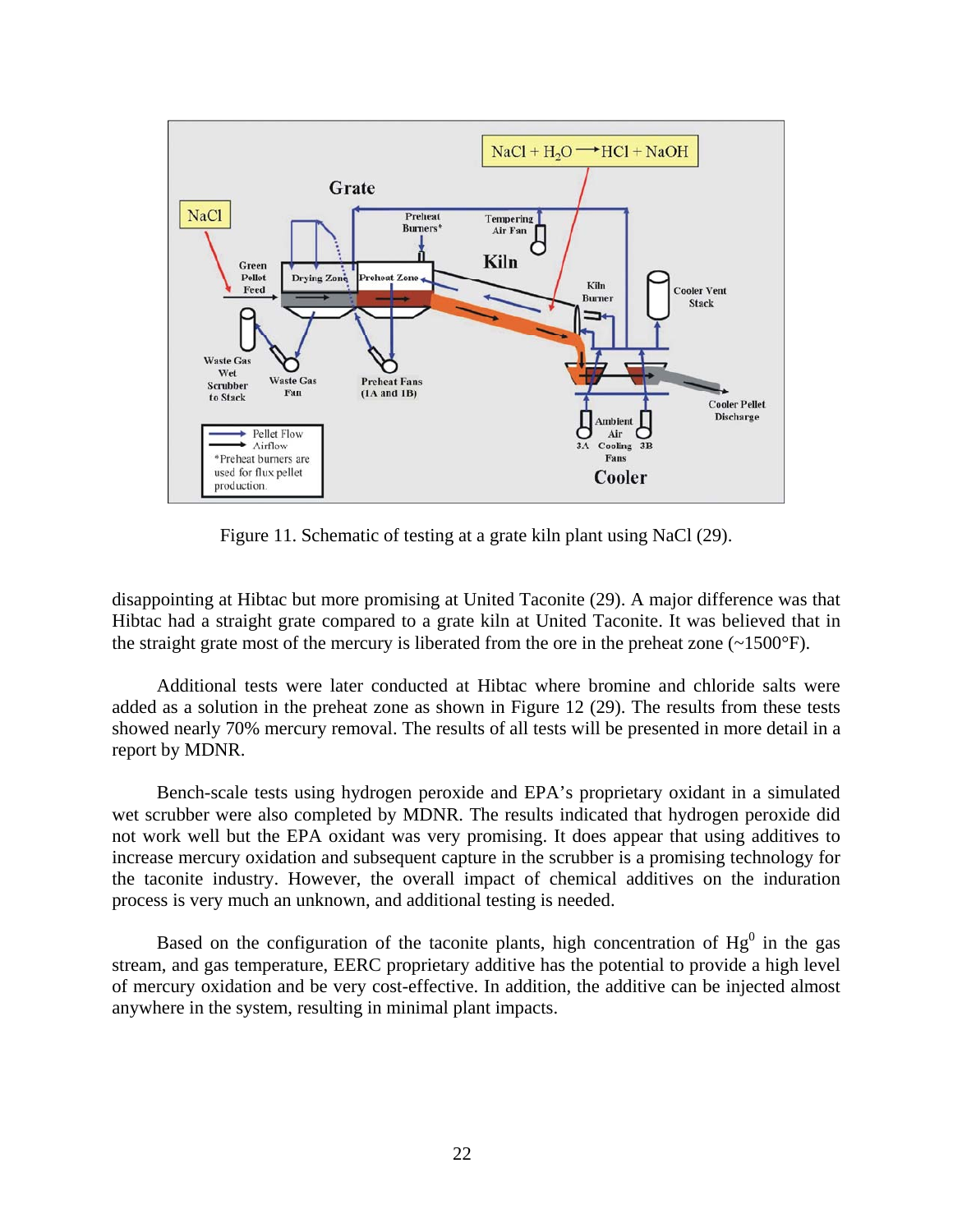Figure 11. Schematic of testing at a grate kiln plant using NaCl (29).

disappointing at Hibtac but more promising at United Taconite (29). A major difference was that Hibtac had a straight grate compared to a grate kiln at United Taconite. It was believed that in the straight grate most of the mercury is liberated from the ore in the preheat zone (~1500°F).

Additional tests were later conducted at Hibtac where bromine and chloride salts were added as a solution in the preheat zone as shown in Figure 12 (29). The results from these tests showed nearly 70% mercury removal. The results of all tests will be presented in more detail in a report by MDNR.

Bench-scale tests using hydrogen peroxide and EPA's proprietary oxidant in a simulated wet scrubber were also completed by MDNR. The results indicated that hydrogen peroxide did not work well but the EPA oxidant was very promising. It does appear that using additives to increase mercury oxidation and subsequent capture in the scrubber is a promising technology for the taconite industry. However, the overall impact of chemical additives on the induration process is very much an unknown, and additional testing is needed.

Based on the configuration of the taconite plants, high concentration of $Hg^0$ in the gas stream, and gas temperature, EERC proprietary additive has the potential to provide a high level of mercury oxidation and be very cost-effective. In addition, the additive can be injected almost anywhere in the system, resulting in minimal plant impacts.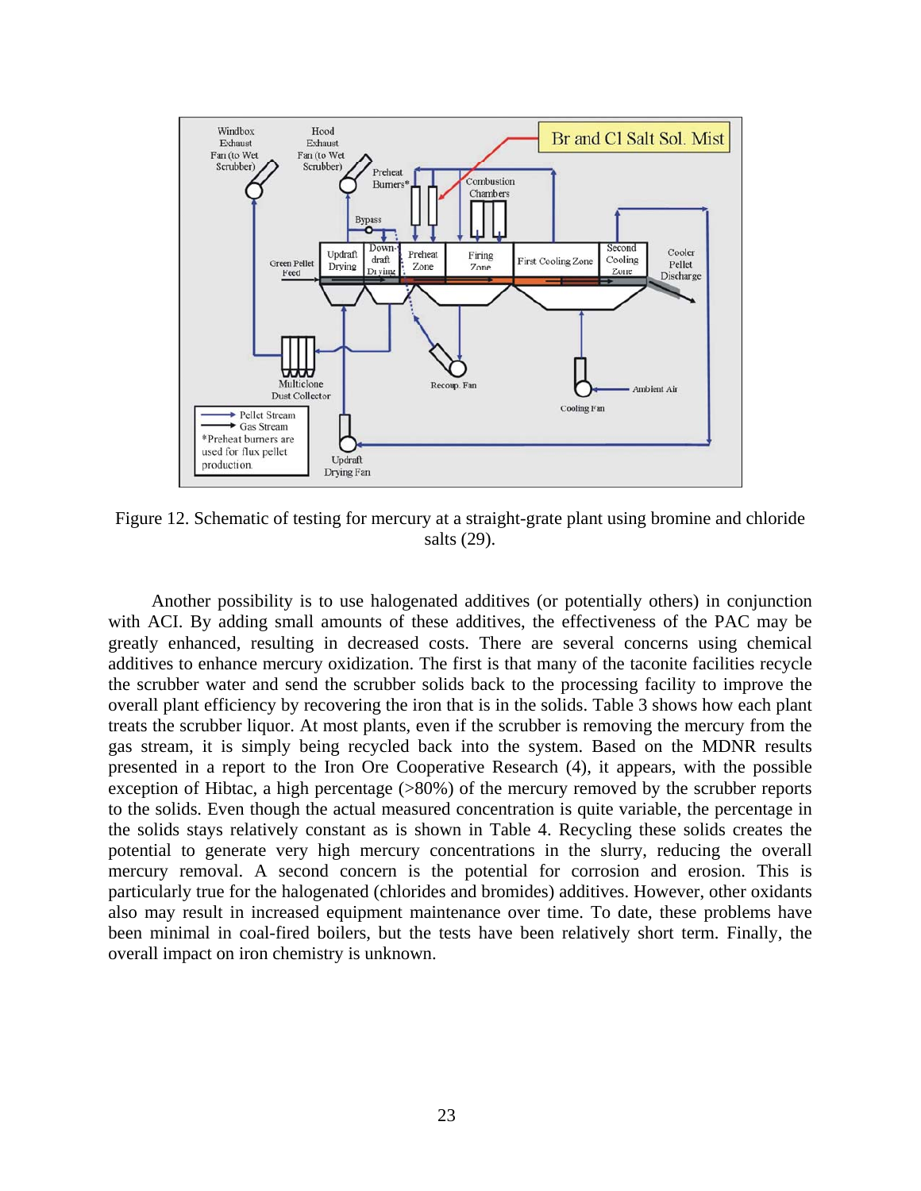Figure 12. Schematic of testing for mercury at a straight-grate plant using bromine and chloride salts (29).

Another possibility is to use halogenated additives (or potentially others) in conjunction with ACI. By adding small amounts of these additives, the effectiveness of the PAC may be greatly enhanced, resulting in decreased costs. There are several concerns using chemical additives to enhance mercury oxidization. The first is that many of the taconite facilities recycle the scrubber water and send the scrubber solids back to the processing facility to improve the overall plant efficiency by recovering the iron that is in the solids. Table 3 shows how each plant treats the scrubber liquor. At most plants, even if the scrubber is removing the mercury from the gas stream, it is simply being recycled back into the system. Based on the MDNR results presented in a report to the Iron Ore Cooperative Research (4), it appears, with the possible exception of Hibtac, a high percentage (>80%) of the mercury removed by the scrubber reports to the solids. Even though the actual measured concentration is quite variable, the percentage in the solids stays relatively constant as is shown in Table 4. Recycling these solids creates the potential to generate very high mercury concentrations in the slurry, reducing the overall mercury removal. A second concern is the potential for corrosion and erosion. This is particularly true for the halogenated (chlorides and bromides) additives. However, other oxidants also may result in increased equipment maintenance over time. To date, these problems have been minimal in coal-fired boilers, but the tests have been relatively short term. Finally, the overall impact on iron chemistry is unknown.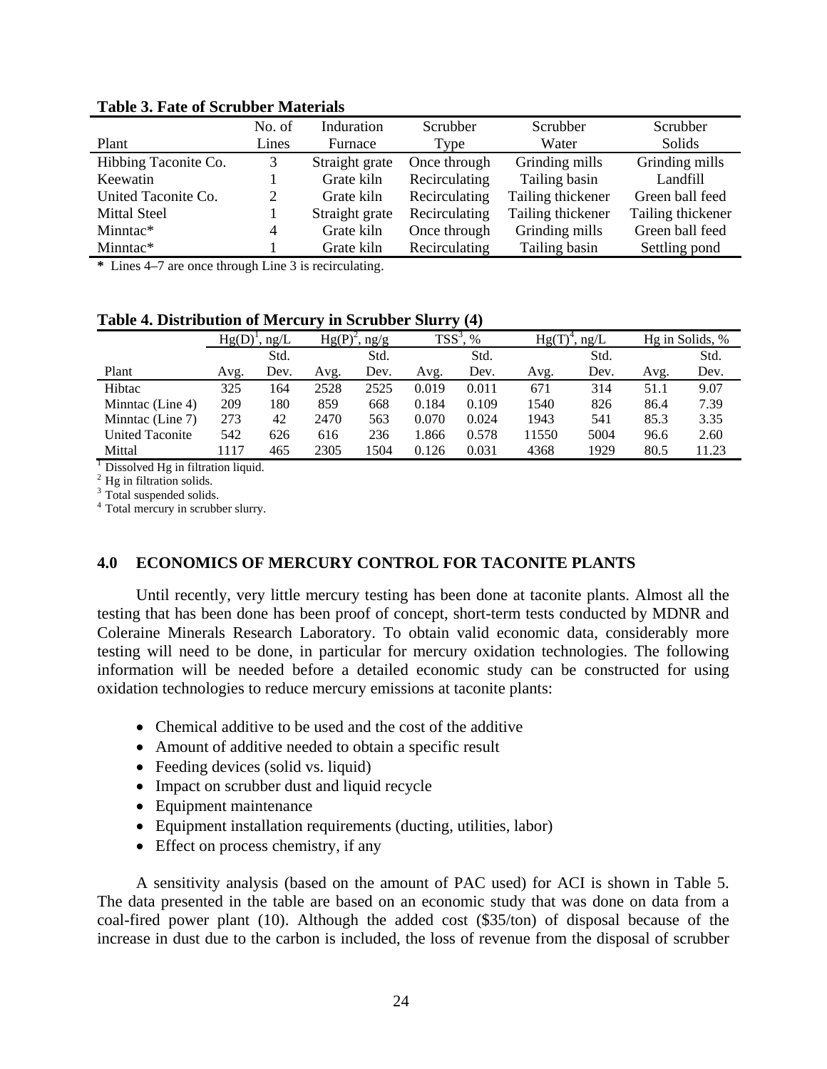**Table 3. Fate of Scrubber Materials**

| Plant | No. of Lines | Induration Furnace | Scrubber Type | Scrubber Water | Scrubber Solids |
|---|---|---|---|---|---|
| Hibbing Taconite Co. | 3 | Straight grate | Once through | Grinding mills | Grinding mills |
| Keewatin | 1 | Grate kiln | Recirculating | Tailing basin | Landfill |
| United Taconite Co. | 2 | Grate kiln | Recirculating | Tailing thickener | Green ball feed |
| Mittal Steel | 1 | Straight grate | Recirculating | Tailing thickener | Tailing thickener |
| Minntac* | 4 | Grate kiln | Once through | Grinding mills | Green ball feed |
| Minntac* | 1 | Grate kiln | Recirculating | Tailing basin | Settling pond |

**\*** Lines 4–7 are once through Line 3 is recirculating.

**Table 4. Distribution of Mercury in Scrubber Slurry (4)**

| Plant | Hg(D)[1], ng/L | | Hg(P)[2], ng/g | | TSS[3], % | | Hg(T)[4], ng/L | | Hg in Solids, % | |
|---|---|---|---|---|---|---|---|---|---|---|
| | Avg. | Std. Dev. | Avg. | Std. Dev. | Avg. | Std. Dev. | Avg. | Std. Dev. | Avg. | Std. Dev. |
| Hibtac | 325 | 164 | 2528 | 2525 | 0.019 | 0.011 | 671 | 314 | 51.1 | 9.07 |
| Minntac (Line 4) | 209 | 180 | 859 | 668 | 0.184 | 0.109 | 1540 | 826 | 86.4 | 7.39 |
| Minntac (Line 7) | 273 | 42 | 2470 | 563 | 0.070 | 0.024 | 1943 | 541 | 85.3 | 3.35 |
| United Taconite | 542 | 626 | 616 | 236 | 1.866 | 0.578 | 11550 | 5004 | 96.6 | 2.60 |
| Mittal | 1117 | 465 | 2305 | 1504 | 0.126 | 0.031 | 4368 | 1929 | 80.5 | 11.23 |

[1] Dissolved Hg in filtration liquid.
[2] Hg in filtration solids.
[3] Total suspended solids.
[4] Total mercury in scrubber slurry.

## 4.0 ECONOMICS OF MERCURY CONTROL FOR TACONITE PLANTS

Until recently, very little mercury testing has been done at taconite plants. Almost all the testing that has been done has been proof of concept, short-term tests conducted by MDNR and Coleraine Minerals Research Laboratory. To obtain valid economic data, considerably more testing will need to be done, in particular for mercury oxidation technologies. The following information will be needed before a detailed economic study can be constructed for using oxidation technologies to reduce mercury emissions at taconite plants:

- Chemical additive to be used and the cost of the additive
- Amount of additive needed to obtain a specific result
- Feeding devices (solid vs. liquid)
- Impact on scrubber dust and liquid recycle
- Equipment maintenance
- Equipment installation requirements (ducting, utilities, labor)
- Effect on process chemistry, if any

A sensitivity analysis (based on the amount of PAC used) for ACI is shown in Table 5. The data presented in the table are based on an economic study that was done on data from a coal-fired power plant (10). Although the added cost ($35/ton) of disposal because of the increase in dust due to the carbon is included, the loss of revenue from the disposal of scrubber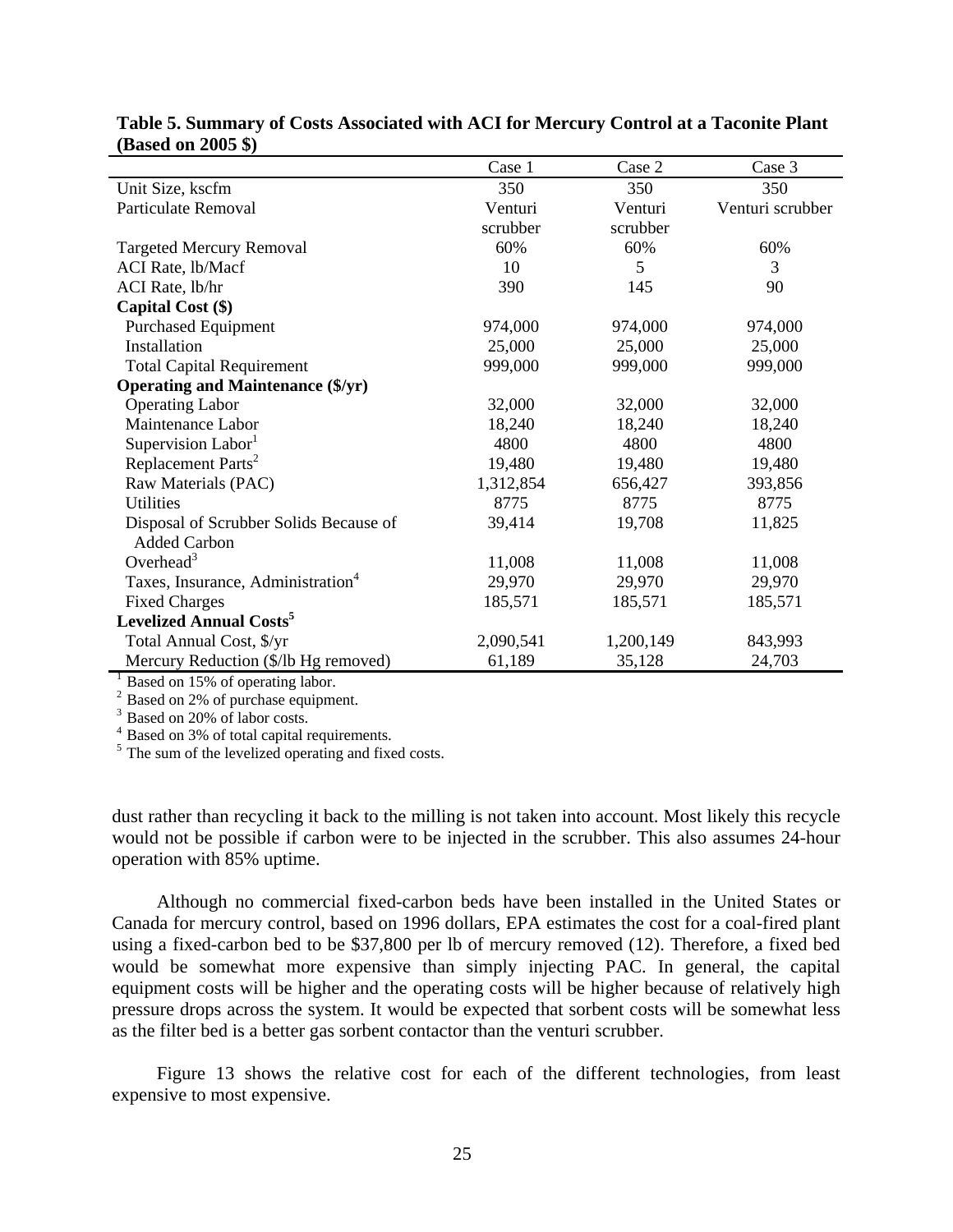**Table 5. Summary of Costs Associated with ACI for Mercury Control at a Taconite Plant (Based on 2005 $)**

| | Case 1 | Case 2 | Case 3 |
|---|---|---|---|
| Unit Size, kscfm | 350 | 350 | 350 |
| Particulate Removal | Venturi scrubber | Venturi scrubber | Venturi scrubber |
| Targeted Mercury Removal | 60% | 60% | 60% |
| ACI Rate, lb/Macf | 10 | 5 | 3 |
| ACI Rate, lb/hr | 390 | 145 | 90 |
| **Capital Cost ($)** | | | |
| Purchased Equipment | 974,000 | 974,000 | 974,000 |
| Installation | 25,000 | 25,000 | 25,000 |
| Total Capital Requirement | 999,000 | 999,000 | 999,000 |
| **Operating and Maintenance ($/yr)** | | | |
| Operating Labor | 32,000 | 32,000 | 32,000 |
| Maintenance Labor | 18,240 | 18,240 | 18,240 |
| Supervision Labor[1] | 4800 | 4800 | 4800 |
| Replacement Parts[2] | 19,480 | 19,480 | 19,480 |
| Raw Materials (PAC) | 1,312,854 | 656,427 | 393,856 |
| Utilities | 8775 | 8775 | 8775 |
| Disposal of Scrubber Solids Because of Added Carbon | 39,414 | 19,708 | 11,825 |
| Overhead[3] | 11,008 | 11,008 | 11,008 |
| Taxes, Insurance, Administration[4] | 29,970 | 29,970 | 29,970 |
| Fixed Charges | 185,571 | 185,571 | 185,571 |
| **Levelized Annual Costs[5]** | | | |
| Total Annual Cost, $/yr | 2,090,541 | 1,200,149 | 843,993 |
| Mercury Reduction ($/lb Hg removed) | 61,189 | 35,128 | 24,703 |

[1] Based on 15% of operating labor.
[2] Based on 2% of purchase equipment.
[3] Based on 20% of labor costs.
[4] Based on 3% of total capital requirements.
[5] The sum of the levelized operating and fixed costs.

dust rather than recycling it back to the milling is not taken into account. Most likely this recycle would not be possible if carbon were to be injected in the scrubber. This also assumes 24-hour operation with 85% uptime.

Although no commercial fixed-carbon beds have been installed in the United States or Canada for mercury control, based on 1996 dollars, EPA estimates the cost for a coal-fired plant using a fixed-carbon bed to be $37,800 per lb of mercury removed (12). Therefore, a fixed bed would be somewhat more expensive than simply injecting PAC. In general, the capital equipment costs will be higher and the operating costs will be higher because of relatively high pressure drops across the system. It would be expected that sorbent costs will be somewhat less as the filter bed is a better gas sorbent contactor than the venturi scrubber.

Figure 13 shows the relative cost for each of the different technologies, from least expensive to most expensive.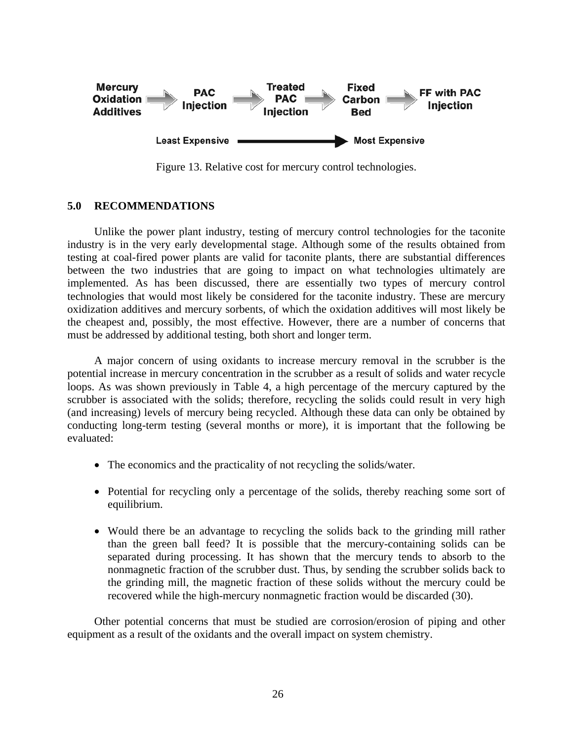Mercury Oxidation Additives → PAC Injection → Treated PAC Injection → Fixed Carbon Bed → FF with PAC Injection

Least Expensive → Most Expensive

Figure 13. Relative cost for mercury control technologies.

## 5.0 RECOMMENDATIONS

Unlike the power plant industry, testing of mercury control technologies for the taconite industry is in the very early developmental stage. Although some of the results obtained from testing at coal-fired power plants are valid for taconite plants, there are substantial differences between the two industries that are going to impact on what technologies ultimately are implemented. As has been discussed, there are essentially two types of mercury control technologies that would most likely be considered for the taconite industry. These are mercury oxidization additives and mercury sorbents, of which the oxidation additives will most likely be the cheapest and, possibly, the most effective. However, there are a number of concerns that must be addressed by additional testing, both short and longer term.

A major concern of using oxidants to increase mercury removal in the scrubber is the potential increase in mercury concentration in the scrubber as a result of solids and water recycle loops. As was shown previously in Table 4, a high percentage of the mercury captured by the scrubber is associated with the solids; therefore, recycling the solids could result in very high (and increasing) levels of mercury being recycled. Although these data can only be obtained by conducting long-term testing (several months or more), it is important that the following be evaluated:

- The economics and the practicality of not recycling the solids/water.
- Potential for recycling only a percentage of the solids, thereby reaching some sort of equilibrium.
- Would there be an advantage to recycling the solids back to the grinding mill rather than the green ball feed? It is possible that the mercury-containing solids can be separated during processing. It has shown that the mercury tends to absorb to the nonmagnetic fraction of the scrubber dust. Thus, by sending the scrubber solids back to the grinding mill, the magnetic fraction of these solids without the mercury could be recovered while the high-mercury nonmagnetic fraction would be discarded (30).

Other potential concerns that must be studied are corrosion/erosion of piping and other equipment as a result of the oxidants and the overall impact on system chemistry.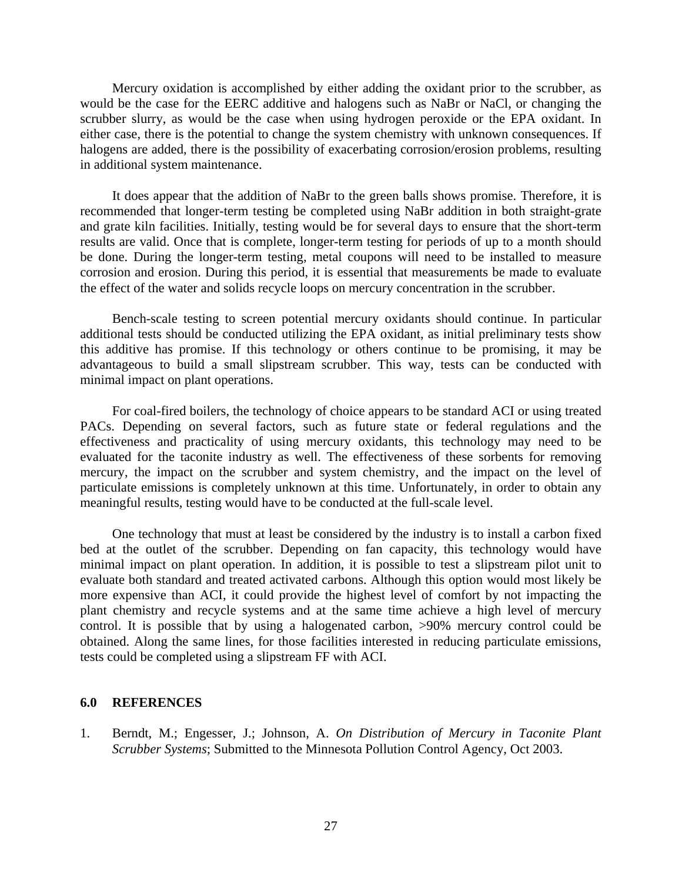Mercury oxidation is accomplished by either adding the oxidant prior to the scrubber, as would be the case for the EERC additive and halogens such as NaBr or NaCl, or changing the scrubber slurry, as would be the case when using hydrogen peroxide or the EPA oxidant. In either case, there is the potential to change the system chemistry with unknown consequences. If halogens are added, there is the possibility of exacerbating corrosion/erosion problems, resulting in additional system maintenance.

It does appear that the addition of NaBr to the green balls shows promise. Therefore, it is recommended that longer-term testing be completed using NaBr addition in both straight-grate and grate kiln facilities. Initially, testing would be for several days to ensure that the short-term results are valid. Once that is complete, longer-term testing for periods of up to a month should be done. During the longer-term testing, metal coupons will need to be installed to measure corrosion and erosion. During this period, it is essential that measurements be made to evaluate the effect of the water and solids recycle loops on mercury concentration in the scrubber.

Bench-scale testing to screen potential mercury oxidants should continue. In particular additional tests should be conducted utilizing the EPA oxidant, as initial preliminary tests show this additive has promise. If this technology or others continue to be promising, it may be advantageous to build a small slipstream scrubber. This way, tests can be conducted with minimal impact on plant operations.

For coal-fired boilers, the technology of choice appears to be standard ACI or using treated PACs. Depending on several factors, such as future state or federal regulations and the effectiveness and practicality of using mercury oxidants, this technology may need to be evaluated for the taconite industry as well. The effectiveness of these sorbents for removing mercury, the impact on the scrubber and system chemistry, and the impact on the level of particulate emissions is completely unknown at this time. Unfortunately, in order to obtain any meaningful results, testing would have to be conducted at the full-scale level.

One technology that must at least be considered by the industry is to install a carbon fixed bed at the outlet of the scrubber. Depending on fan capacity, this technology would have minimal impact on plant operation. In addition, it is possible to test a slipstream pilot unit to evaluate both standard and treated activated carbons. Although this option would most likely be more expensive than ACI, it could provide the highest level of comfort by not impacting the plant chemistry and recycle systems and at the same time achieve a high level of mercury control. It is possible that by using a halogenated carbon, >90% mercury control could be obtained. Along the same lines, for those facilities interested in reducing particulate emissions, tests could be completed using a slipstream FF with ACI.

## 6.0 REFERENCES

1. Berndt, M.; Engesser, J.; Johnson, A. *On Distribution of Mercury in Taconite Plant Scrubber Systems*; Submitted to the Minnesota Pollution Control Agency, Oct 2003.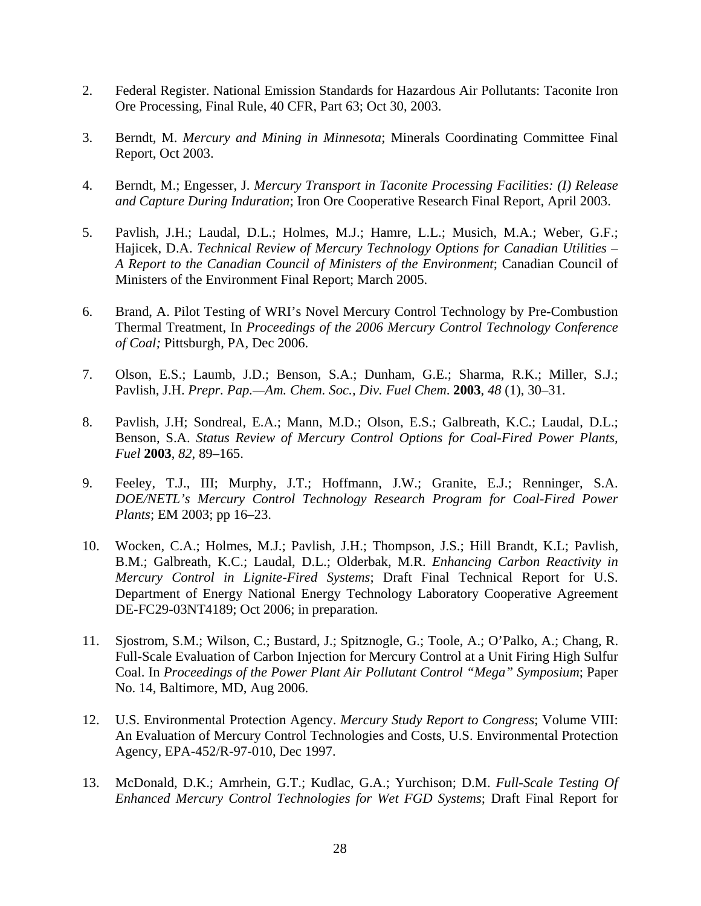2. Federal Register. National Emission Standards for Hazardous Air Pollutants: Taconite Iron Ore Processing, Final Rule, 40 CFR, Part 63; Oct 30, 2003.

3. Berndt, M. *Mercury and Mining in Minnesota*; Minerals Coordinating Committee Final Report, Oct 2003.

4. Berndt, M.; Engesser, J. *Mercury Transport in Taconite Processing Facilities: (I) Release and Capture During Induration*; Iron Ore Cooperative Research Final Report, April 2003.

5. Pavlish, J.H.; Laudal, D.L.; Holmes, M.J.; Hamre, L.L.; Musich, M.A.; Weber, G.F.; Hajicek, D.A. *Technical Review of Mercury Technology Options for Canadian Utilities – A Report to the Canadian Council of Ministers of the Environment*; Canadian Council of Ministers of the Environment Final Report; March 2005.

6. Brand, A. Pilot Testing of WRI's Novel Mercury Control Technology by Pre-Combustion Thermal Treatment, In *Proceedings of the 2006 Mercury Control Technology Conference of Coal;* Pittsburgh, PA, Dec 2006.

7. Olson, E.S.; Laumb, J.D.; Benson, S.A.; Dunham, G.E.; Sharma, R.K.; Miller, S.J.; Pavlish, J.H. *Prepr. Pap.—Am. Chem. Soc., Div. Fuel Chem*. **2003**, *48* (1), 30–31.

8. Pavlish, J.H; Sondreal, E.A.; Mann, M.D.; Olson, E.S.; Galbreath, K.C.; Laudal, D.L.; Benson, S.A. *Status Review of Mercury Control Options for Coal-Fired Power Plants, Fuel* **2003**, *82*, 89–165.

9. Feeley, T.J., III; Murphy, J.T.; Hoffmann, J.W.; Granite, E.J.; Renninger, S.A. *DOE/NETL's Mercury Control Technology Research Program for Coal-Fired Power Plants*; EM 2003; pp 16–23.

10. Wocken, C.A.; Holmes, M.J.; Pavlish, J.H.; Thompson, J.S.; Hill Brandt, K.L; Pavlish, B.M.; Galbreath, K.C.; Laudal, D.L.; Olderbak, M.R. *Enhancing Carbon Reactivity in Mercury Control in Lignite-Fired Systems*; Draft Final Technical Report for U.S. Department of Energy National Energy Technology Laboratory Cooperative Agreement DE-FC29-03NT4189; Oct 2006; in preparation.

11. Sjostrom, S.M.; Wilson, C.; Bustard, J.; Spitznogle, G.; Toole, A.; O'Palko, A.; Chang, R. Full-Scale Evaluation of Carbon Injection for Mercury Control at a Unit Firing High Sulfur Coal. In *Proceedings of the Power Plant Air Pollutant Control "Mega" Symposium*; Paper No. 14, Baltimore, MD, Aug 2006.

12. U.S. Environmental Protection Agency. *Mercury Study Report to Congress*; Volume VIII: An Evaluation of Mercury Control Technologies and Costs, U.S. Environmental Protection Agency, EPA-452/R-97-010, Dec 1997.

13. McDonald, D.K.; Amrhein, G.T.; Kudlac, G.A.; Yurchison; D.M. *Full-Scale Testing Of Enhanced Mercury Control Technologies for Wet FGD Systems*; Draft Final Report for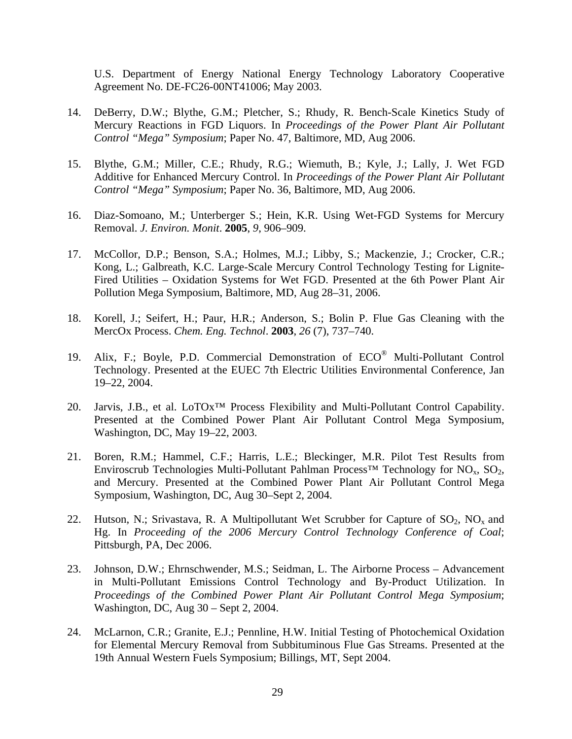U.S. Department of Energy National Energy Technology Laboratory Cooperative Agreement No. DE-FC26-00NT41006; May 2003.

14. DeBerry, D.W.; Blythe, G.M.; Pletcher, S.; Rhudy, R. Bench-Scale Kinetics Study of Mercury Reactions in FGD Liquors. In *Proceedings of the Power Plant Air Pollutant Control "Mega" Symposium*; Paper No. 47, Baltimore, MD, Aug 2006.

15. Blythe, G.M.; Miller, C.E.; Rhudy, R.G.; Wiemuth, B.; Kyle, J.; Lally, J. Wet FGD Additive for Enhanced Mercury Control. In *Proceedings of the Power Plant Air Pollutant Control "Mega" Symposium*; Paper No. 36, Baltimore, MD, Aug 2006.

16. Diaz-Somoano, M.; Unterberger S.; Hein, K.R. Using Wet-FGD Systems for Mercury Removal. *J. Environ. Monit*. **2005**, *9*, 906–909.

17. McCollor, D.P.; Benson, S.A.; Holmes, M.J.; Libby, S.; Mackenzie, J.; Crocker, C.R.; Kong, L.; Galbreath, K.C. Large-Scale Mercury Control Technology Testing for Lignite-Fired Utilities – Oxidation Systems for Wet FGD. Presented at the 6th Power Plant Air Pollution Mega Symposium, Baltimore, MD, Aug 28–31, 2006.

18. Korell, J.; Seifert, H.; Paur, H.R.; Anderson, S.; Bolin P. Flue Gas Cleaning with the MercOx Process. *Chem. Eng. Technol*. **2003**, *26* (7), 737–740.

19. Alix, F.; Boyle, P.D. Commercial Demonstration of ECO® Multi-Pollutant Control Technology. Presented at the EUEC 7th Electric Utilities Environmental Conference, Jan 19–22, 2004.

20. Jarvis, J.B., et al. LoTOx™ Process Flexibility and Multi-Pollutant Control Capability. Presented at the Combined Power Plant Air Pollutant Control Mega Symposium, Washington, DC, May 19–22, 2003.

21. Boren, R.M.; Hammel, C.F.; Harris, L.E.; Bleckinger, M.R. Pilot Test Results from Enviroscrub Technologies Multi-Pollutant Pahlman Process™ Technology for $NO_x$, $SO_2$, and Mercury. Presented at the Combined Power Plant Air Pollutant Control Mega Symposium, Washington, DC, Aug 30–Sept 2, 2004.

22. Hutson, N.; Srivastava, R. A Multipollutant Wet Scrubber for Capture of $SO_2$, $NO_x$ and Hg. In *Proceeding of the 2006 Mercury Control Technology Conference of Coal*; Pittsburgh, PA, Dec 2006.

23. Johnson, D.W.; Ehrnschwender, M.S.; Seidman, L. The Airborne Process – Advancement in Multi-Pollutant Emissions Control Technology and By-Product Utilization. In *Proceedings of the Combined Power Plant Air Pollutant Control Mega Symposium*; Washington, DC, Aug 30 – Sept 2, 2004.

24. McLarnon, C.R.; Granite, E.J.; Pennline, H.W. Initial Testing of Photochemical Oxidation for Elemental Mercury Removal from Subbituminous Flue Gas Streams. Presented at the 19th Annual Western Fuels Symposium; Billings, MT, Sept 2004.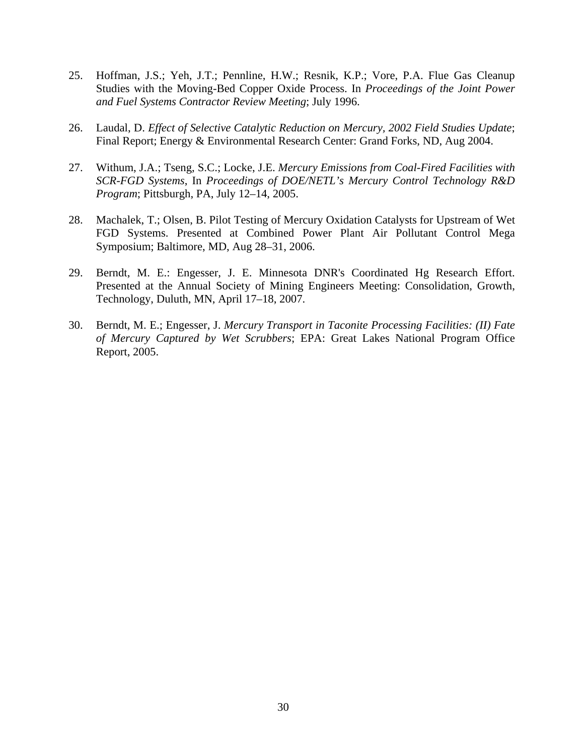25. Hoffman, J.S.; Yeh, J.T.; Pennline, H.W.; Resnik, K.P.; Vore, P.A. Flue Gas Cleanup Studies with the Moving-Bed Copper Oxide Process. In *Proceedings of the Joint Power and Fuel Systems Contractor Review Meeting*; July 1996.

26. Laudal, D. *Effect of Selective Catalytic Reduction on Mercury, 2002 Field Studies Update*; Final Report; Energy & Environmental Research Center: Grand Forks, ND, Aug 2004.

27. Withum, J.A.; Tseng, S.C.; Locke, J.E. *Mercury Emissions from Coal-Fired Facilities with SCR-FGD Systems*, In *Proceedings of DOE/NETL's Mercury Control Technology R&D Program*; Pittsburgh, PA, July 12–14, 2005.

28. Machalek, T.; Olsen, B. Pilot Testing of Mercury Oxidation Catalysts for Upstream of Wet FGD Systems. Presented at Combined Power Plant Air Pollutant Control Mega Symposium; Baltimore, MD, Aug 28–31, 2006.

29. Berndt, M. E.: Engesser, J. E. Minnesota DNR's Coordinated Hg Research Effort. Presented at the Annual Society of Mining Engineers Meeting: Consolidation, Growth, Technology, Duluth, MN, April 17–18, 2007.

30. Berndt, M. E.; Engesser, J. *Mercury Transport in Taconite Processing Facilities: (II) Fate of Mercury Captured by Wet Scrubbers*; EPA: Great Lakes National Program Office Report, 2005.